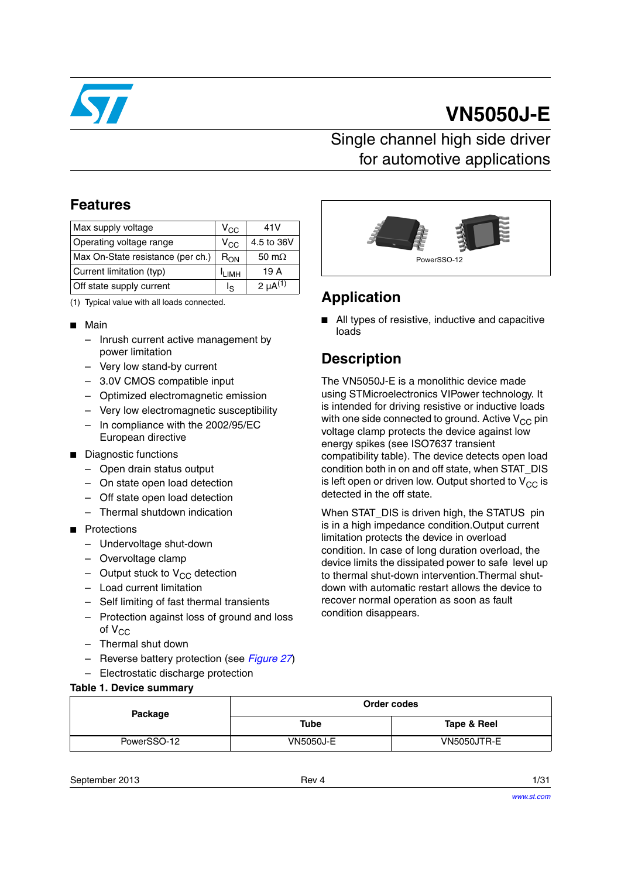# VN5050J-E

## Single channel high side driver for automotive applications

## Features

| Max supply voltage | $V_{CC}$ | 41V |
|---|---|---|
| Operating voltage range | $V_{CC}$ | 4.5 to 36V |
| Max On-State resistance (per ch.) | $R_{ON}$ | 50 mΩ |
| Current limitation (typ) | $I_{LIMH}$ | 19 A |
| Off state supply current | $I_S$ | 2 µA[(1)] |

(1) Typical value with all loads connected.

- Main
  - Inrush current active management by power limitation
  - Very low stand-by current
  - 3.0V CMOS compatible input
  - Optimized electromagnetic emission
  - Very low electromagnetic susceptibility
  - In compliance with the 2002/95/EC European directive
- Diagnostic functions
  - Open drain status output
  - On state open load detection
  - Off state open load detection
  - Thermal shutdown indication
- Protections
  - Undervoltage shut-down
  - Overvoltage clamp
  - Output stuck to $V_{CC}$ detection
  - Load current limitation
  - Self limiting of fast thermal transients
  - Protection against loss of ground and loss of $V_{CC}$
  - Thermal shut down
  - Reverse battery protection (see *Figure 27*)
  - Electrostatic discharge protection

PowerSSO-12

## Application

- All types of resistive, inductive and capacitive loads

## Description

The VN5050J-E is a monolithic device made using STMicroelectronics VIPower technology. It is intended for driving resistive or inductive loads with one side connected to ground. Active $V_{CC}$ pin voltage clamp protects the device against low energy spikes (see ISO7637 transient compatibility table). The device detects open load condition both in on and off state, when STAT_DIS is left open or driven low. Output shorted to $V_{CC}$ is detected in the off state.

When STAT_DIS is driven high, the STATUS pin is in a high impedance condition.Output current limitation protects the device in overload condition. In case of long duration overload, the device limits the dissipated power to safe level up to thermal shut-down intervention.Thermal shut-down with automatic restart allows the device to recover normal operation as soon as fault condition disappears.

**Table 1. Device summary**

| Package | Order codes | |
|---|---|---|
| | Tube | Tape & Reel |
| PowerSSO-12 | VN5050J-E | VN5050JTR-E |

September 2013 Rev 4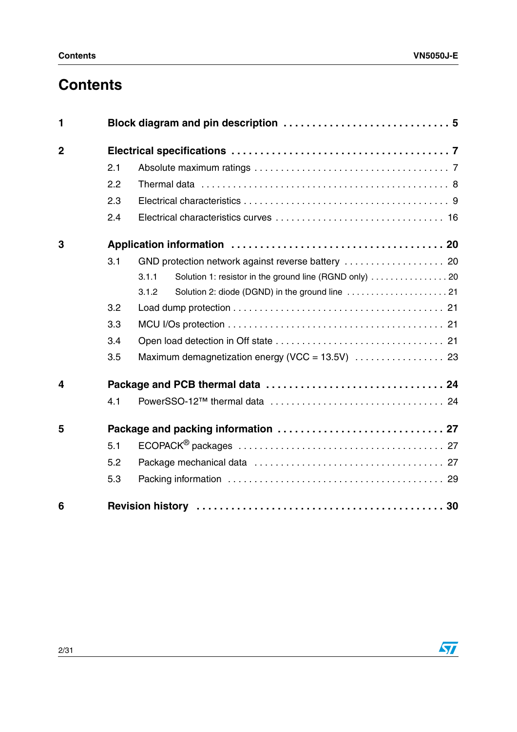# Contents

**1 Block diagram and pin description . . . . . . . . . . . . . . . . . . . . . . . . . . . . 5**

**2 Electrical specifications . . . . . . . . . . . . . . . . . . . . . . . . . . . . . . . . . . . . 7**

- 2.1 Absolute maximum ratings . . . . . . . . . . . . . . . . . . . . . . . . . . . . . . . . . . 7
- 2.2 Thermal data . . . . . . . . . . . . . . . . . . . . . . . . . . . . . . . . . . . . . . . . . . . . 8
- 2.3 Electrical characteristics . . . . . . . . . . . . . . . . . . . . . . . . . . . . . . . . . . . . 9
- 2.4 Electrical characteristics curves . . . . . . . . . . . . . . . . . . . . . . . . . . . . . . . 16

**3 Application information . . . . . . . . . . . . . . . . . . . . . . . . . . . . . . . . . . . . 20**

- 3.1 GND protection network against reverse battery . . . . . . . . . . . . . . . . . . . 20
  - 3.1.1 Solution 1: resistor in the ground line (RGND only) . . . . . . . . . . . . . . . 20
  - 3.1.2 Solution 2: diode (DGND) in the ground line . . . . . . . . . . . . . . . . . . . . . 21
- 3.2 Load dump protection . . . . . . . . . . . . . . . . . . . . . . . . . . . . . . . . . . . . . . 21
- 3.3 MCU I/Os protection . . . . . . . . . . . . . . . . . . . . . . . . . . . . . . . . . . . . . . . 21
- 3.4 Open load detection in Off state . . . . . . . . . . . . . . . . . . . . . . . . . . . . . . . 21
- 3.5 Maximum demagnetization energy (VCC = 13.5V) . . . . . . . . . . . . . . . . . 23

**4 Package and PCB thermal data . . . . . . . . . . . . . . . . . . . . . . . . . . . . . . 24**

- 4.1 PowerSSO-12™ thermal data . . . . . . . . . . . . . . . . . . . . . . . . . . . . . . . . 24

**5 Package and packing information . . . . . . . . . . . . . . . . . . . . . . . . . . . . 27**

- 5.1 ECOPACK® packages . . . . . . . . . . . . . . . . . . . . . . . . . . . . . . . . . . . . . . 27
- 5.2 Package mechanical data . . . . . . . . . . . . . . . . . . . . . . . . . . . . . . . . . . . 27
- 5.3 Packing information . . . . . . . . . . . . . . . . . . . . . . . . . . . . . . . . . . . . . . . 29

**6 Revision history . . . . . . . . . . . . . . . . . . . . . . . . . . . . . . . . . . . . . . . . . . 30**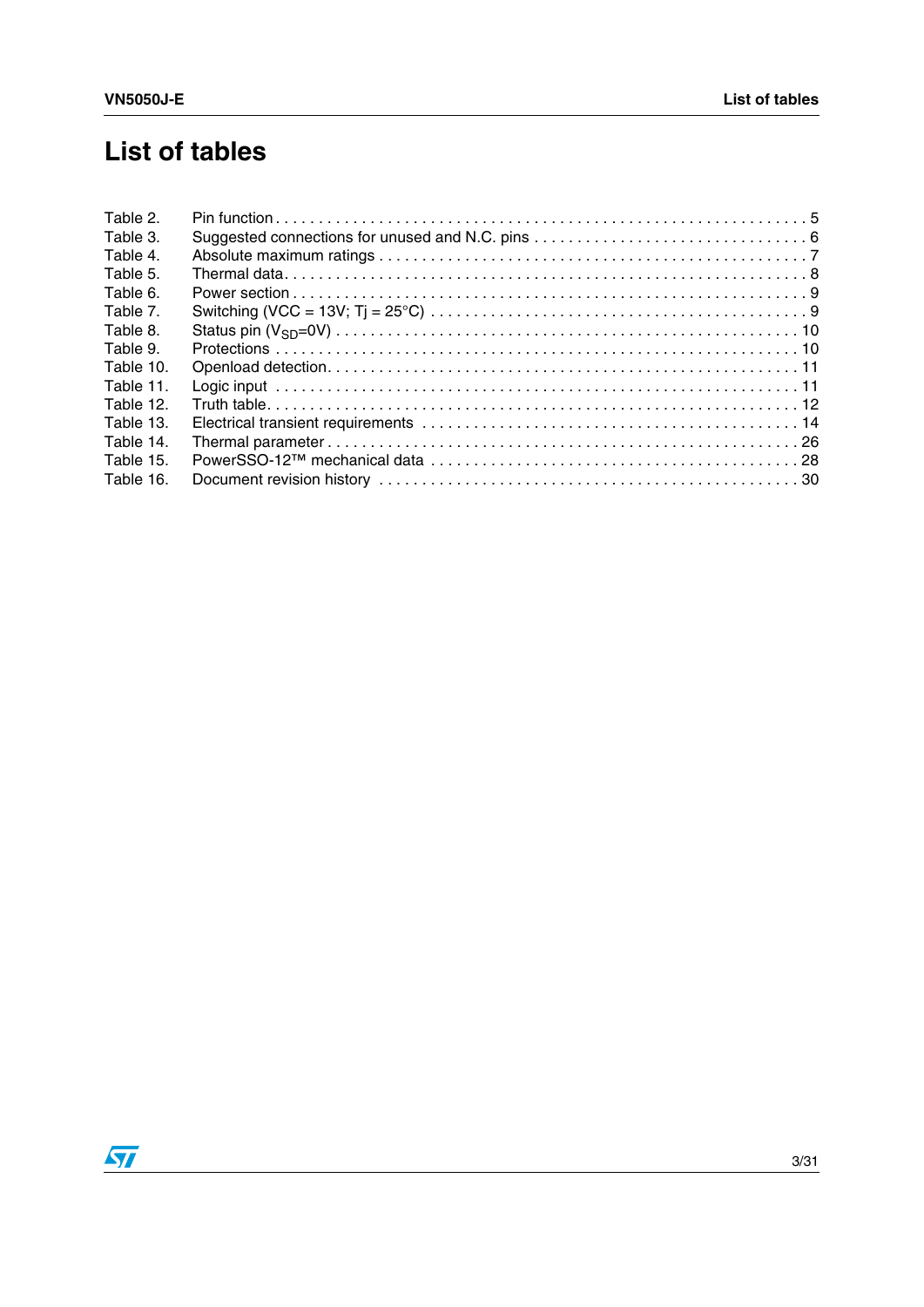# List of tables

- Table 2. Pin function . . . . . . . . . . 5
- Table 3. Suggested connections for unused and N.C. pins . . . . . . . . . . 6
- Table 4. Absolute maximum ratings . . . . . . . . . . 7
- Table 5. Thermal data. . . . . . . . . . 8
- Table 6. Power section . . . . . . . . . . 9
- Table 7. Switching (VCC = 13V; Tj = 25°C) . . . . . . . . . . 9
- Table 8. Status pin ($V_{SD}$=0V) . . . . . . . . . . 10
- Table 9. Protections . . . . . . . . . . 10
- Table 10. Openload detection. . . . . . . . . . 11
- Table 11. Logic input . . . . . . . . . . 11
- Table 12. Truth table. . . . . . . . . . 12
- Table 13. Electrical transient requirements . . . . . . . . . . 14
- Table 14. Thermal parameter . . . . . . . . . . 26
- Table 15. PowerSSO-12™ mechanical data . . . . . . . . . . 28
- Table 16. Document revision history . . . . . . . . . . 30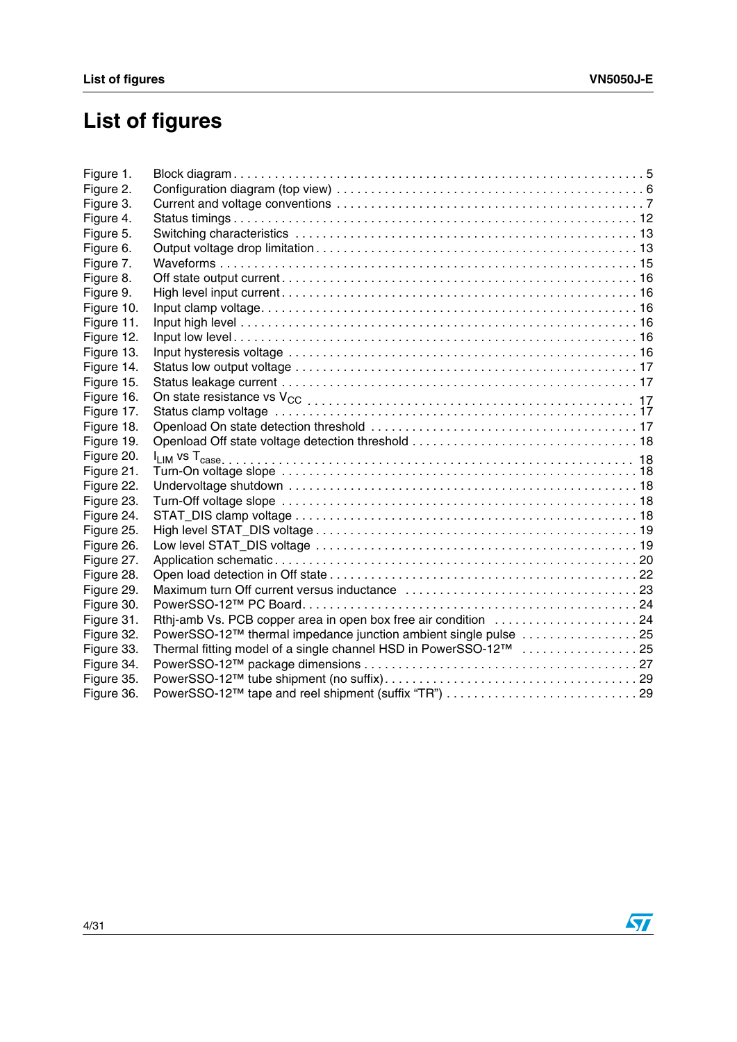# List of figures

| | | |
|---|---|---|
| Figure 1. | Block diagram | 5 |
| Figure 2. | Configuration diagram (top view) | 6 |
| Figure 3. | Current and voltage conventions | 7 |
| Figure 4. | Status timings | 12 |
| Figure 5. | Switching characteristics | 13 |
| Figure 6. | Output voltage drop limitation | 13 |
| Figure 7. | Waveforms | 15 |
| Figure 8. | Off state output current | 16 |
| Figure 9. | High level input current | 16 |
| Figure 10. | Input clamp voltage | 16 |
| Figure 11. | Input high level | 16 |
| Figure 12. | Input low level | 16 |
| Figure 13. | Input hysteresis voltage | 16 |
| Figure 14. | Status low output voltage | 17 |
| Figure 15. | Status leakage current | 17 |
| Figure 16. | On state resistance vs $V_{CC}$ | 17 |
| Figure 17. | Status clamp voltage | 17 |
| Figure 18. | Openload On state detection threshold | 17 |
| Figure 19. | Openload Off state voltage detection threshold | 18 |
| Figure 20. | $I_{LIM}$ vs $T_{case}$ | 18 |
| Figure 21. | Turn-On voltage slope | 18 |
| Figure 22. | Undervoltage shutdown | 18 |
| Figure 23. | Turn-Off voltage slope | 18 |
| Figure 24. | STAT_DIS clamp voltage | 18 |
| Figure 25. | High level STAT_DIS voltage | 19 |
| Figure 26. | Low level STAT_DIS voltage | 19 |
| Figure 27. | Application schematic | 20 |
| Figure 28. | Open load detection in Off state | 22 |
| Figure 29. | Maximum turn Off current versus inductance | 23 |
| Figure 30. | PowerSSO-12™ PC Board | 24 |
| Figure 31. | Rthj-amb Vs. PCB copper area in open box free air condition | 24 |
| Figure 32. | PowerSSO-12™ thermal impedance junction ambient single pulse | 25 |
| Figure 33. | Thermal fitting model of a single channel HSD in PowerSSO-12™ | 25 |
| Figure 34. | PowerSSO-12™ package dimensions | 27 |
| Figure 35. | PowerSSO-12™ tube shipment (no suffix) | 29 |
| Figure 36. | PowerSSO-12™ tape and reel shipment (suffix "TR") | 29 |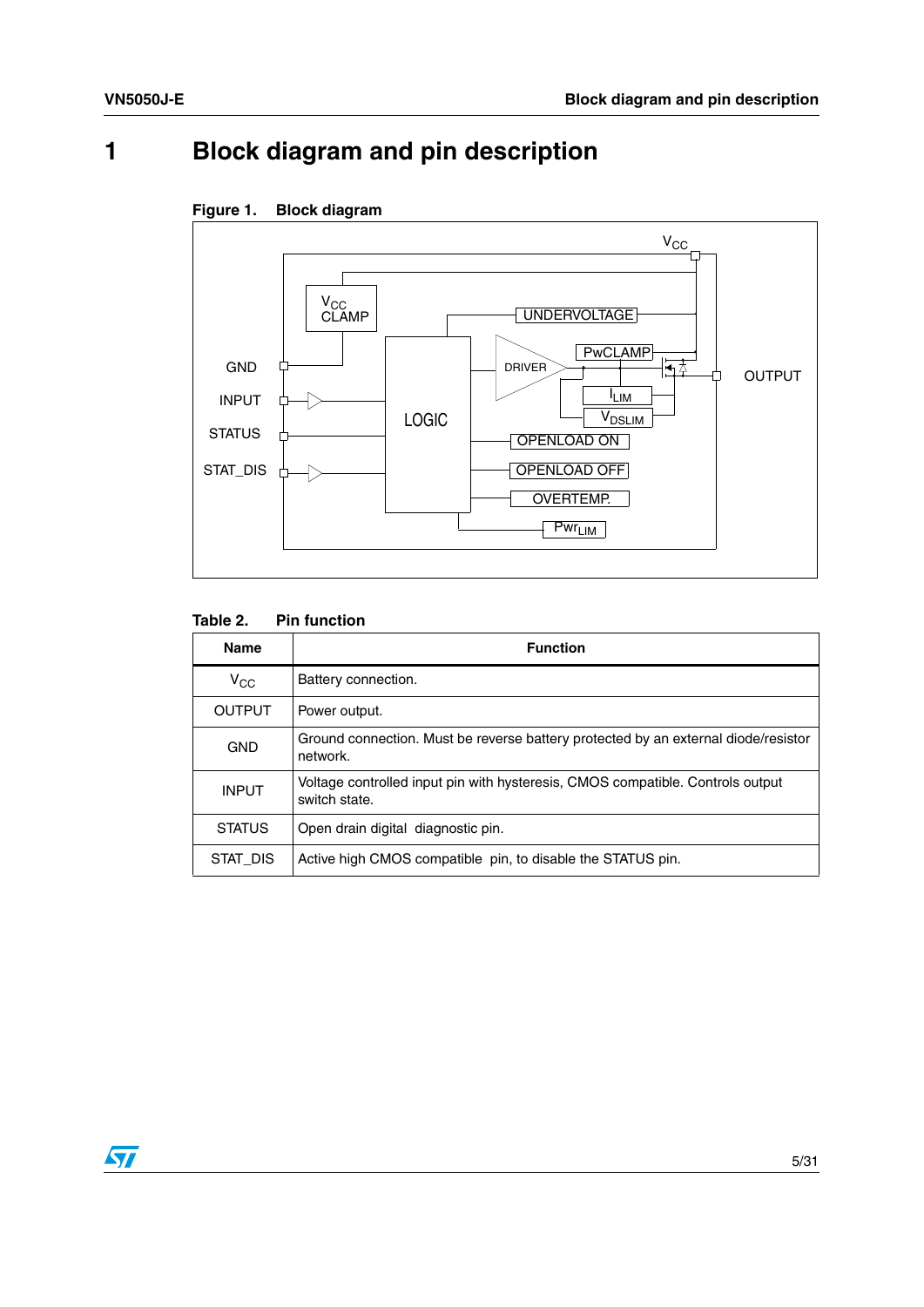# 1 Block diagram and pin description

**Figure 1. Block diagram**

**Table 2. Pin function**

| Name | Function |
|---|---|
| $V_{CC}$ | Battery connection. |
| OUTPUT | Power output. |
| GND | Ground connection. Must be reverse battery protected by an external diode/resistor network. |
| INPUT | Voltage controlled input pin with hysteresis, CMOS compatible. Controls output switch state. |
| STATUS | Open drain digital diagnostic pin. |
| STAT_DIS | Active high CMOS compatible pin, to disable the STATUS pin. |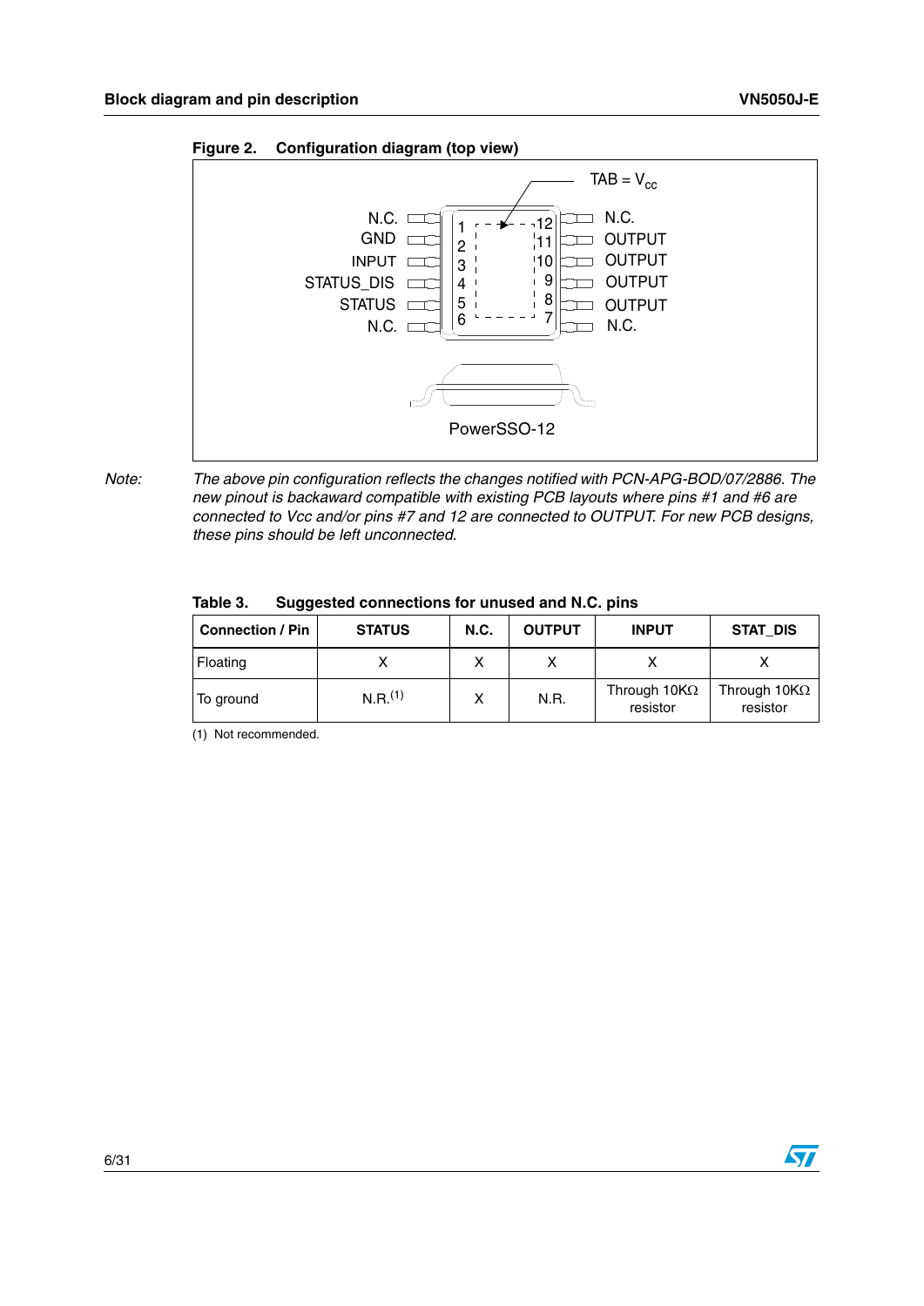Figure 2. Configuration diagram (top view)

Note: *The above pin configuration reflects the changes notified with PCN-APG-BOD/07/2886. The new pinout is backaward compatible with existing PCB layouts where pins #1 and #6 are connected to Vcc and/or pins #7 and 12 are connected to OUTPUT. For new PCB designs, these pins should be left unconnected.*

Table 3. Suggested connections for unused and N.C. pins

| Connection / Pin | STATUS | N.C. | OUTPUT | INPUT | STAT_DIS |
|---|---|---|---|---|---|
| Floating | X | X | X | X | X |
| To ground | N.R.(1) | X | N.R. | Through 10KΩ resistor | Through 10KΩ resistor |

(1) Not recommended.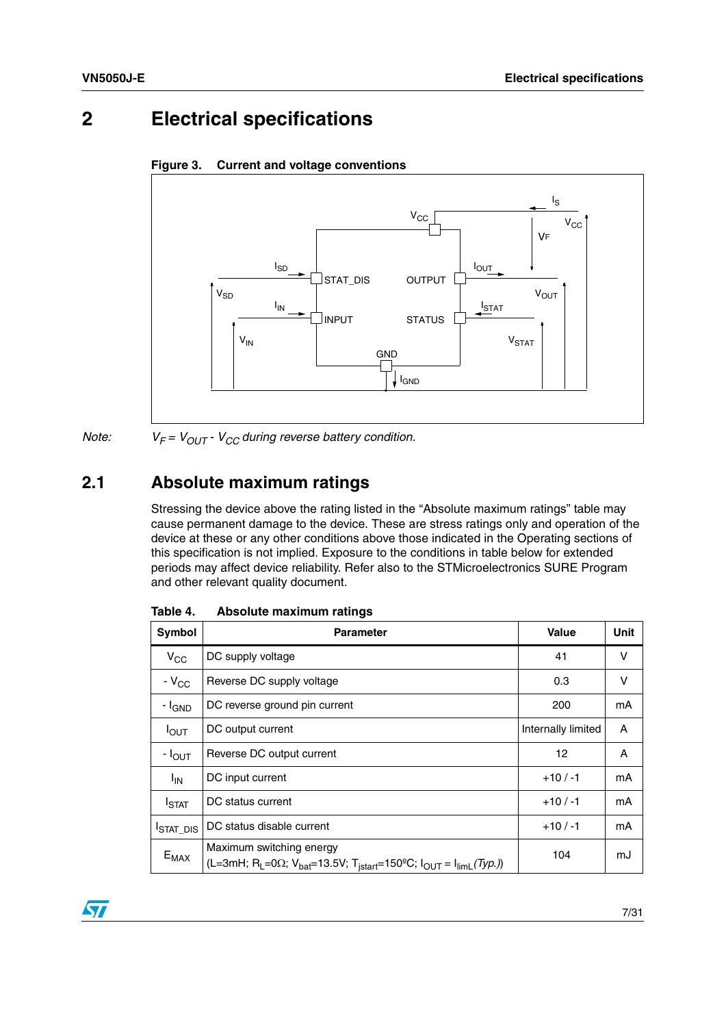# 2 Electrical specifications

**Figure 3. Current and voltage conventions**

*Note:* $V_F = V_{OUT} - V_{CC}$ *during reverse battery condition.*

## 2.1 Absolute maximum ratings

Stressing the device above the rating listed in the “Absolute maximum ratings” table may cause permanent damage to the device. These are stress ratings only and operation of the device at these or any other conditions above those indicated in the Operating sections of this specification is not implied. Exposure to the conditions in table below for extended periods may affect device reliability. Refer also to the STMicroelectronics SURE Program and other relevant quality document.

**Table 4. Absolute maximum ratings**

| Symbol | Parameter | Value | Unit |
|---|---|---|---|
| $V_{CC}$ | DC supply voltage | 41 | V |
| $-V_{CC}$ | Reverse DC supply voltage | 0.3 | V |
| $-I_{GND}$ | DC reverse ground pin current | 200 | mA |
| $I_{OUT}$ | DC output current | Internally limited | A |
| $-I_{OUT}$ | Reverse DC output current | 12 | A |
| $I_{IN}$ | DC input current | +10 / -1 | mA |
| $I_{STAT}$ | DC status current | +10 / -1 | mA |
| $I_{STAT\_DIS}$ | DC status disable current | +10 / -1 | mA |
| $E_{MAX}$ | Maximum switching energy ($L=3mH$; $R_L=0\Omega$; $V_{bat}=13.5V$; $T_{jstart}=150ºC$; $I_{OUT} = I_{limL}$ *(Typ.)*) | 104 | mJ |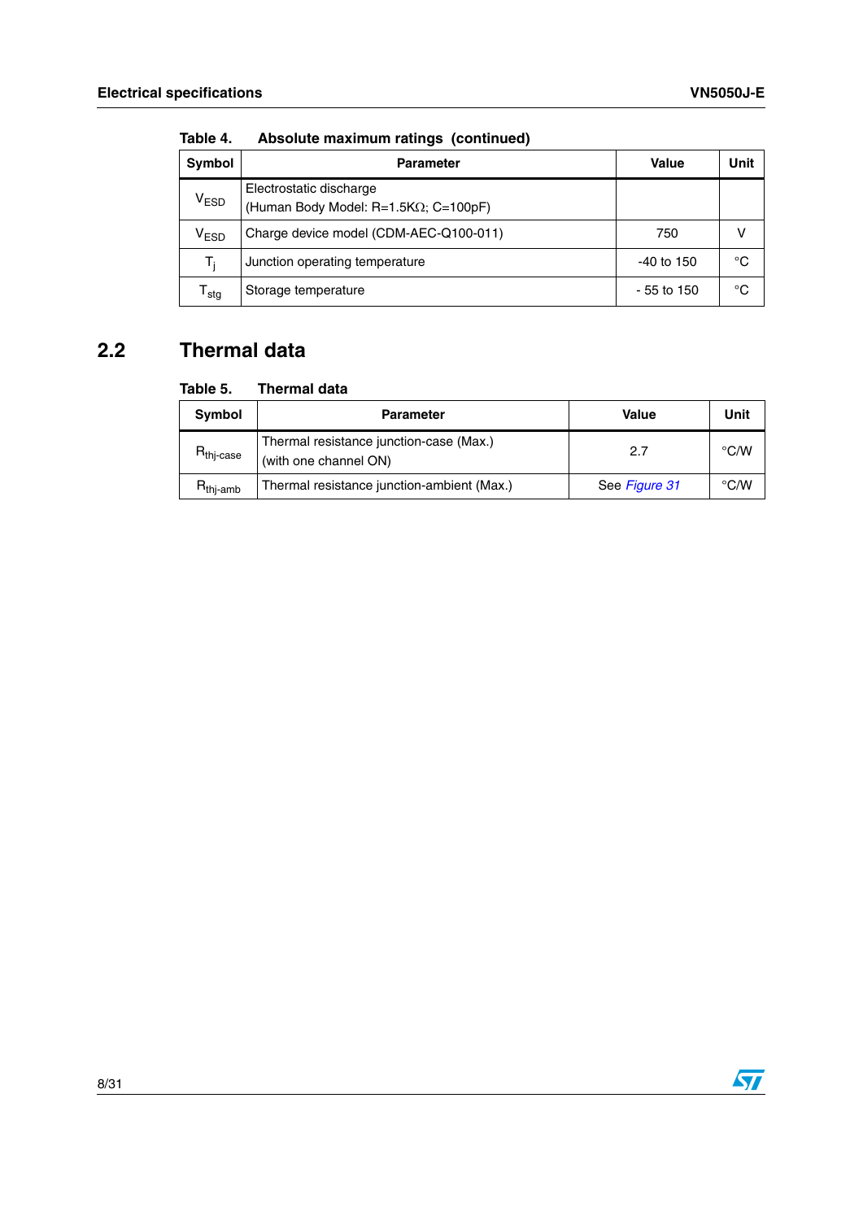Table 4. Absolute maximum ratings (continued)

| Symbol | Parameter | Value | Unit |
|---|---|---|---|
| $V_{ESD}$ | Electrostatic discharge (Human Body Model: R=1.5KΩ; C=100pF) | | |
| $V_{ESD}$ | Charge device model (CDM-AEC-Q100-011) | 750 | V |
| $T_j$ | Junction operating temperature | -40 to 150 | °C |
| $T_{stg}$ | Storage temperature | - 55 to 150 | °C |

## 2.2 Thermal data

Table 5. Thermal data

| Symbol | Parameter | Value | Unit |
|---|---|---|---|
| $R_{thj\text{-}case}$ | Thermal resistance junction-case (Max.) (with one channel ON) | 2.7 | °C/W |
| $R_{thj\text{-}amb}$ | Thermal resistance junction-ambient (Max.) | See *Figure 31* | °C/W |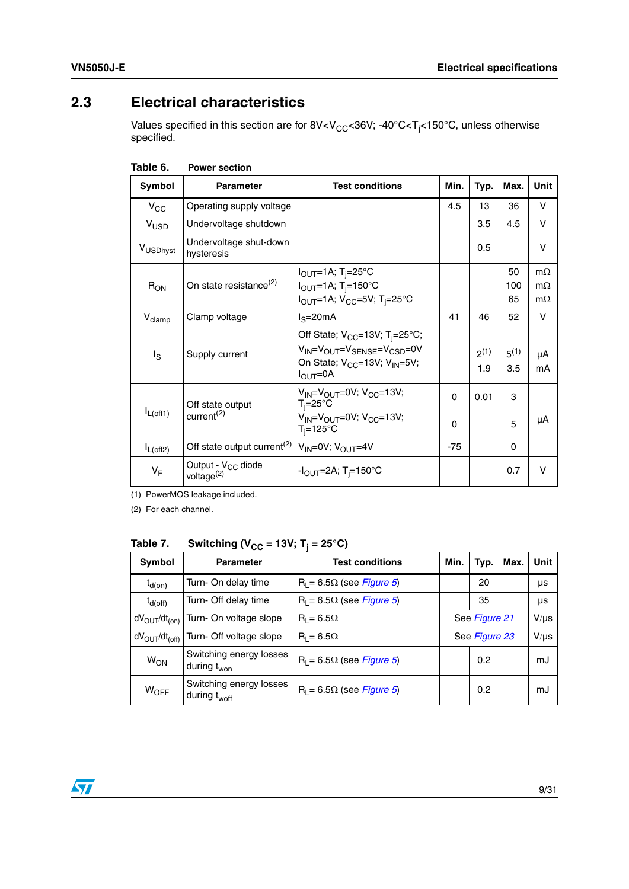## 2.3 Electrical characteristics

Values specified in this section are for 8V<$V_{CC}$<36V; -40°C<$T_j$<150°C, unless otherwise specified.

**Table 6. Power section**

| Symbol | Parameter | Test conditions | Min. | Typ. | Max. | Unit |
|---|---|---|---|---|---|---|
| $V_{CC}$ | Operating supply voltage | | 4.5 | 13 | 36 | V |
| $V_{USD}$ | Undervoltage shutdown | | | 3.5 | 4.5 | V |
| $V_{USDhyst}$ | Undervoltage shut-down hysteresis | | | 0.5 | | V |
| $R_{ON}$ | On state resistance(2) | $I_{OUT}$=1A; $T_j$=25°C<br>$I_{OUT}$=1A; $T_j$=150°C<br>$I_{OUT}$=1A; $V_{CC}$=5V; $T_j$=25°C | | | 50<br>100<br>65 | mΩ<br>mΩ<br>mΩ |
| $V_{clamp}$ | Clamp voltage | $I_S$=20mA | 41 | 46 | 52 | V |
| $I_S$ | Supply current | Off State; $V_{CC}$=13V; $T_j$=25°C; $V_{IN}$=$V_{OUT}$=$V_{SENSE}$=$V_{CSD}$=0V<br>On State; $V_{CC}$=13V; $V_{IN}$=5V; $I_{OUT}$=0A | | 2(1)<br>1.9 | 5(1)<br>3.5 | µA<br>mA |
| $I_{L(off1)}$ | Off state output current(2) | $V_{IN}$=$V_{OUT}$=0V; $V_{CC}$=13V; $T_j$=25°C<br>$V_{IN}$=$V_{OUT}$=0V; $V_{CC}$=13V; $T_j$=125°C | 0<br>0 | 0.01 | 3<br>5 | µA |
| $I_{L(off2)}$ | Off state output current(2) | $V_{IN}$=0V; $V_{OUT}$=4V | -75 | | 0 | µA |
| $V_F$ | Output - $V_{CC}$ diode voltage(2) | -$I_{OUT}$=2A; $T_j$=150°C | | | 0.7 | V |

(1) PowerMOS leakage included.

(2) For each channel.

**Table 7. Switching ($V_{CC}$ = 13V; $T_j$ = 25°C)**

| Symbol | Parameter | Test conditions | Min. | Typ. | Max. | Unit |
|---|---|---|---|---|---|---|
| $t_{d(on)}$ | Turn- On delay time | $R_L$= 6.5Ω (see *Figure 5*) | | 20 | | µs |
| $t_{d(off)}$ | Turn- Off delay time | $R_L$= 6.5Ω (see *Figure 5*) | | 35 | | µs |
| $dV_{OUT}/dt_{(on)}$ | Turn- On voltage slope | $R_L$= 6.5Ω | | See *Figure 21* | | V/µs |
| $dV_{OUT}/dt_{(off)}$ | Turn- Off voltage slope | $R_L$= 6.5Ω | | See *Figure 23* | | V/µs |
| $W_{ON}$ | Switching energy losses during $t_{won}$ | $R_L$= 6.5Ω (see *Figure 5*) | | 0.2 | | mJ |
| $W_{OFF}$ | Switching energy losses during $t_{woff}$ | $R_L$= 6.5Ω (see *Figure 5*) | | 0.2 | | mJ |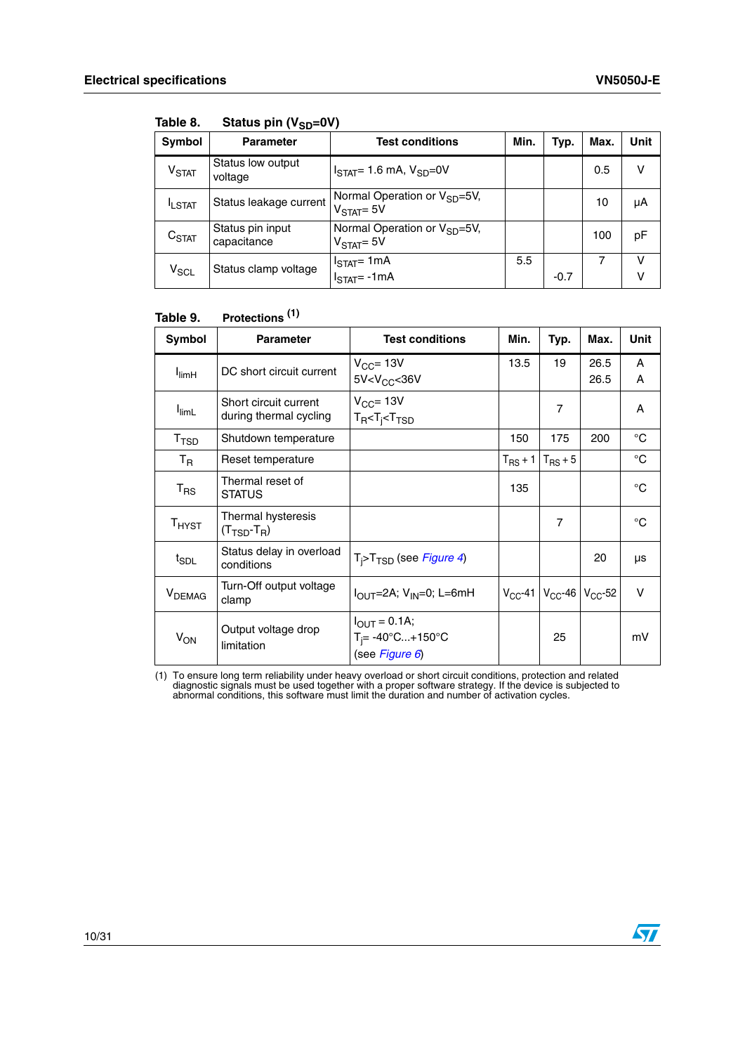Table 8. Status pin ($V_{SD}$=0V)

| Symbol | Parameter | Test conditions | Min. | Typ. | Max. | Unit |
|---|---|---|---|---|---|---|
| $V_{STAT}$ | Status low output voltage | $I_{STAT}$= 1.6 mA, $V_{SD}$=0V | | | 0.5 | V |
| $I_{LSTAT}$ | Status leakage current | Normal Operation or $V_{SD}$=5V, $V_{STAT}$= 5V | | | 10 | µA |
| $C_{STAT}$ | Status pin input capacitance | Normal Operation or $V_{SD}$=5V, $V_{STAT}$= 5V | | | 100 | pF |
| $V_{SCL}$ | Status clamp voltage | $I_{STAT}$= 1mA<br>$I_{STAT}$= -1mA | 5.5 | <br>-0.7 | 7 | V<br>V |

Table 9. Protections [(1)]

| Symbol | Parameter | Test conditions | Min. | Typ. | Max. | Unit |
|---|---|---|---|---|---|---|
| $I_{limH}$ | DC short circuit current | $V_{CC}$= 13V<br>5V<$V_{CC}$<36V | 13.5 | 19 | 26.5<br>26.5 | A<br>A |
| $I_{limL}$ | Short circuit current during thermal cycling | $V_{CC}$= 13V<br>$T_R$<$T_j$<$T_{TSD}$ | | 7 | | A |
| $T_{TSD}$ | Shutdown temperature | | 150 | 175 | 200 | °C |
| $T_R$ | Reset temperature | | $T_{RS}$ + 1 | $T_{RS}$ + 5 | | °C |
| $T_{RS}$ | Thermal reset of STATUS | | 135 | | | °C |
| $T_{HYST}$ | Thermal hysteresis ($T_{TSD}$-$T_R$) | | | 7 | | °C |
| $t_{SDL}$ | Status delay in overload conditions | $T_j$>$T_{TSD}$ (see *Figure 4*) | | | 20 | µs |
| $V_{DEMAG}$ | Turn-Off output voltage clamp | $I_{OUT}$=2A; $V_{IN}$=0; L=6mH | $V_{CC}$-41 | $V_{CC}$-46 | $V_{CC}$-52 | V |
| $V_{ON}$ | Output voltage drop limitation | $I_{OUT}$ = 0.1A;<br>$T_j$= -40°C...+150°C<br>(see *Figure 6*) | | 25 | | mV |

(1) To ensure long term reliability under heavy overload or short circuit conditions, protection and related diagnostic signals must be used together with a proper software strategy. If the device is subjected to abnormal conditions, this software must limit the duration and number of activation cycles.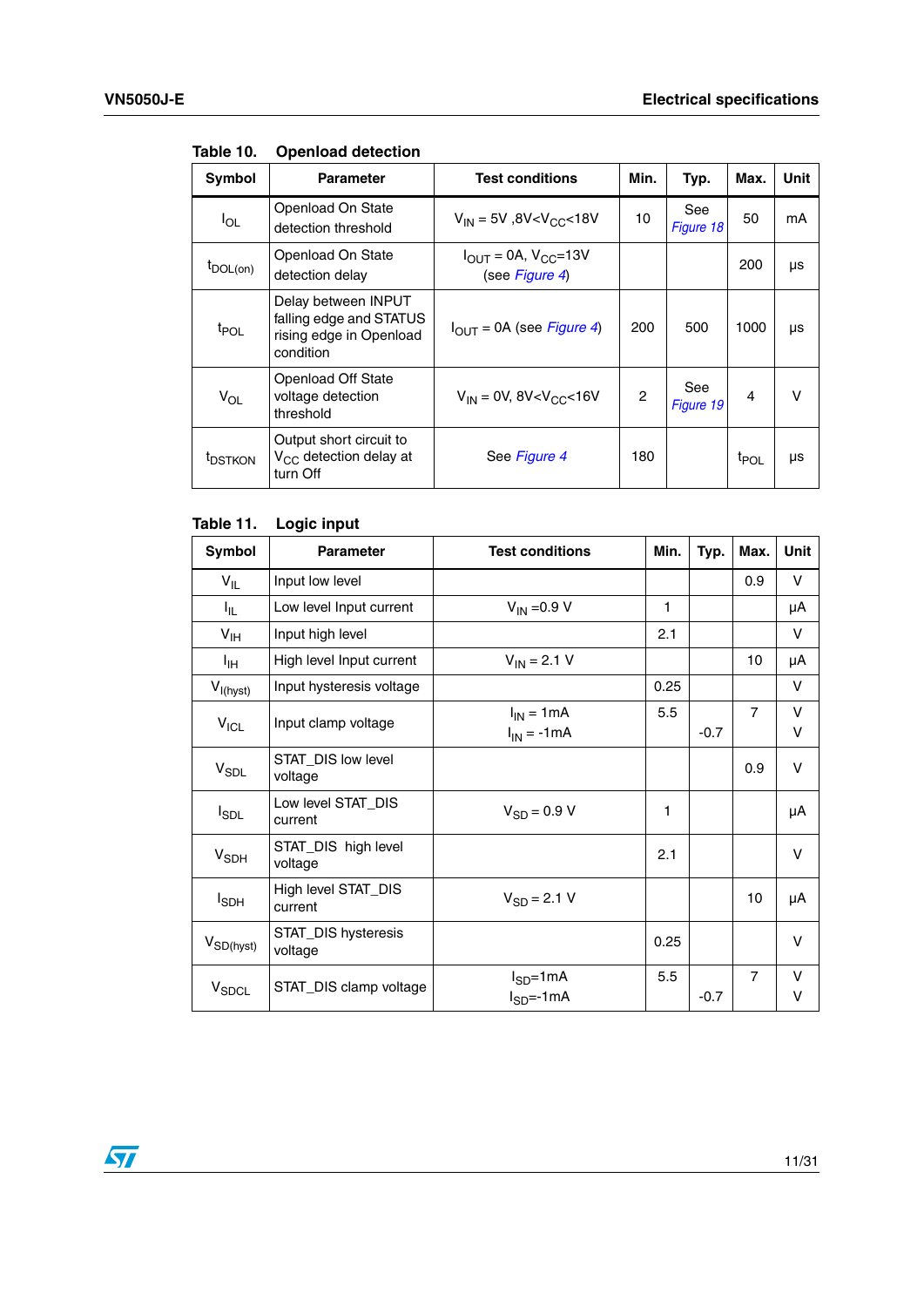Table 10. Openload detection

| Symbol | Parameter | Test conditions | Min. | Typ. | Max. | Unit |
|---|---|---|---|---|---|---|
| $I_{OL}$ | Openload On State detection threshold | $V_{IN}$ = 5V ,8V<$V_{CC}$<18V | 10 | See *Figure 18* | 50 | mA |
| $t_{DOL(on)}$ | Openload On State detection delay | $I_{OUT}$ = 0A, $V_{CC}$=13V (see *Figure 4*) | | | 200 | µs |
| $t_{POL}$ | Delay between INPUT falling edge and STATUS rising edge in Openload condition | $I_{OUT}$ = 0A (see *Figure 4*) | 200 | 500 | 1000 | µs |
| $V_{OL}$ | Openload Off State voltage detection threshold | $V_{IN}$ = 0V, 8V<$V_{CC}$<16V | 2 | See *Figure 19* | 4 | V |
| $t_{DSTKON}$ | Output short circuit to $V_{CC}$ detection delay at turn Off | See *Figure 4* | 180 | | $t_{POL}$ | µs |

Table 11. Logic input

| Symbol | Parameter | Test conditions | Min. | Typ. | Max. | Unit |
|---|---|---|---|---|---|---|
| $V_{IL}$ | Input low level | | | | 0.9 | V |
| $I_{IL}$ | Low level Input current | $V_{IN}$ =0.9 V | 1 | | | µA |
| $V_{IH}$ | Input high level | | 2.1 | | | V |
| $I_{IH}$ | High level Input current | $V_{IN}$ = 2.1 V | | | 10 | µA |
| $V_{I(hyst)}$ | Input hysteresis voltage | | 0.25 | | | V |
| $V_{ICL}$ | Input clamp voltage | $I_{IN}$ = 1mA<br>$I_{IN}$ = -1mA | 5.5 | <br>-0.7 | 7 | V<br>V |
| $V_{SDL}$ | STAT_DIS low level voltage | | | | 0.9 | V |
| $I_{SDL}$ | Low level STAT_DIS current | $V_{SD}$ = 0.9 V | 1 | | | µA |
| $V_{SDH}$ | STAT_DIS high level voltage | | 2.1 | | | V |
| $I_{SDH}$ | High level STAT_DIS current | $V_{SD}$ = 2.1 V | | | 10 | µA |
| $V_{SD(hyst)}$ | STAT_DIS hysteresis voltage | | 0.25 | | | V |
| $V_{SDCL}$ | STAT_DIS clamp voltage | $I_{SD}$=1mA<br>$I_{SD}$=-1mA | 5.5 | <br>-0.7 | 7 | V<br>V |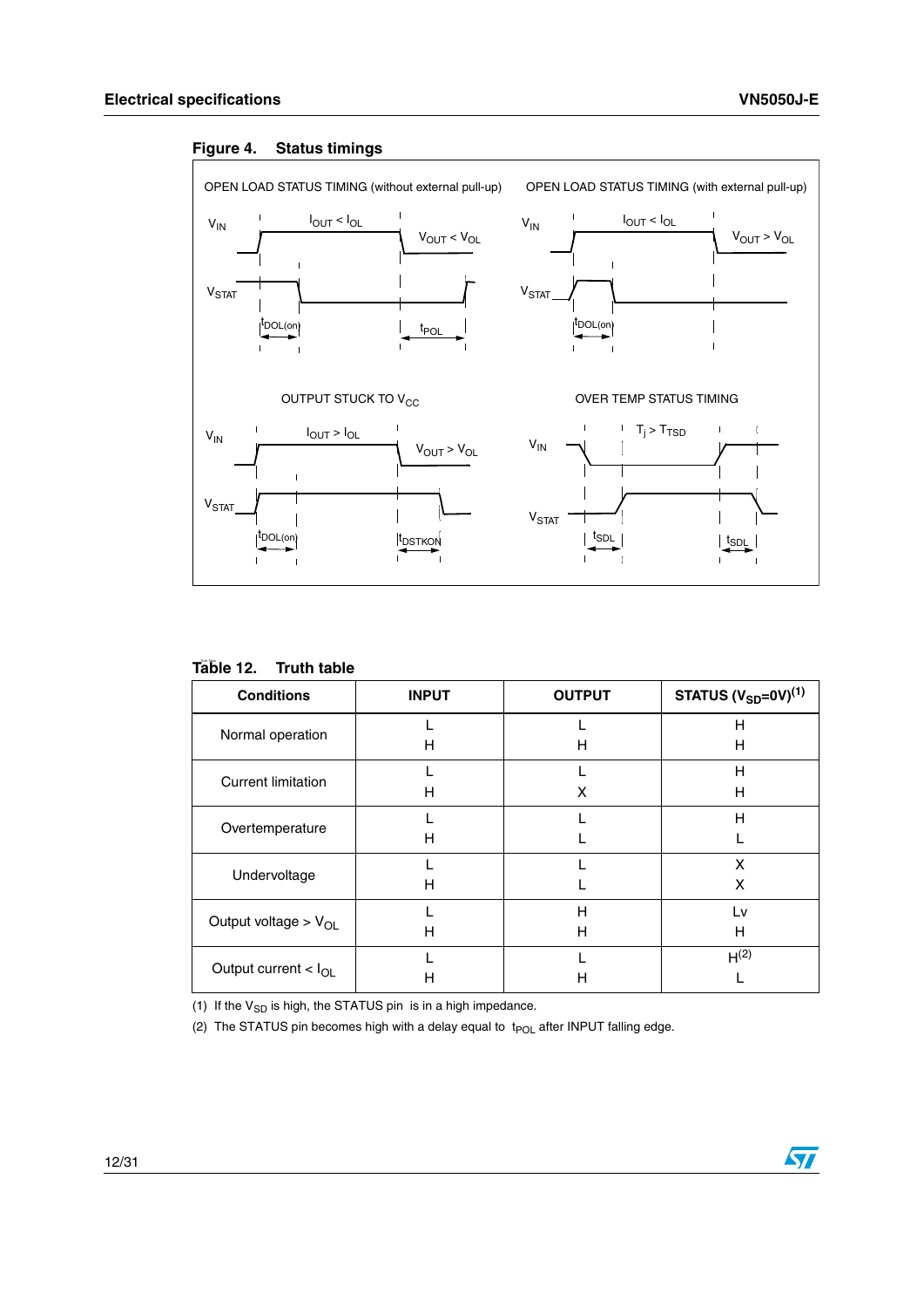**Figure 4. Status timings**

OPEN LOAD STATUS TIMING (without external pull-up)

$V_{IN}$ — $I_{OUT} < I_{OL}$ — $V_{OUT} < V_{OL}$

$V_{STAT}$

$t_{DOL(on)}$ — $t_{POL}$

OPEN LOAD STATUS TIMING (with external pull-up)

$V_{IN}$ — $I_{OUT} < I_{OL}$ — $V_{OUT} > V_{OL}$

$V_{STAT}$

$t_{DOL(on)}$

OUTPUT STUCK TO $V_{CC}$

$V_{IN}$ — $I_{OUT} > I_{OL}$ — $V_{OUT} > V_{OL}$

$V_{STAT}$

$t_{DOL(on)}$ — $t_{DSTKON}$

OVER TEMP STATUS TIMING

$V_{IN}$ — $T_j > T_{TSD}$

$V_{STAT}$

$t_{SDL}$ — $t_{SDL}$

**Table 12. Truth table**

| Conditions | INPUT | OUTPUT | STATUS ($V_{SD}$=0V)(1) |
|---|---|---|---|
| Normal operation | L<br>H | L<br>H | H<br>H |
| Current limitation | L<br>H | L<br>X | H<br>H |
| Overtemperature | L<br>H | L<br>L | H<br>L |
| Undervoltage | L<br>H | L<br>L | X<br>X |
| Output voltage > $V_{OL}$ | L<br>H | H<br>H | Lv<br>H |
| Output current < $I_{OL}$ | L<br>H | L<br>H | H(2)<br>L |

(1) If the $V_{SD}$ is high, the STATUS pin is in a high impedance.

(2) The STATUS pin becomes high with a delay equal to $t_{POL}$ after INPUT falling edge.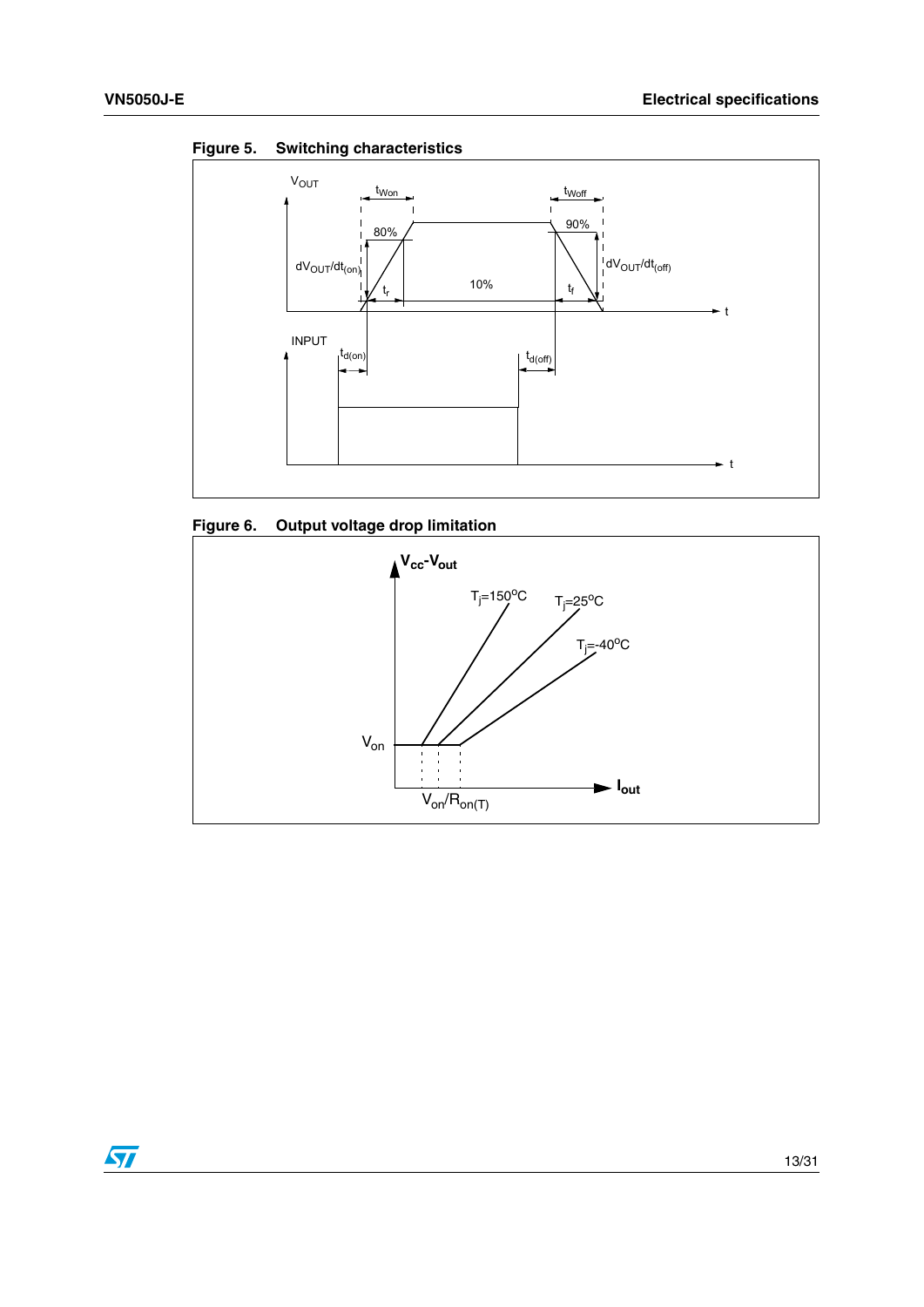**Figure 5. Switching characteristics**

**Figure 6. Output voltage drop limitation**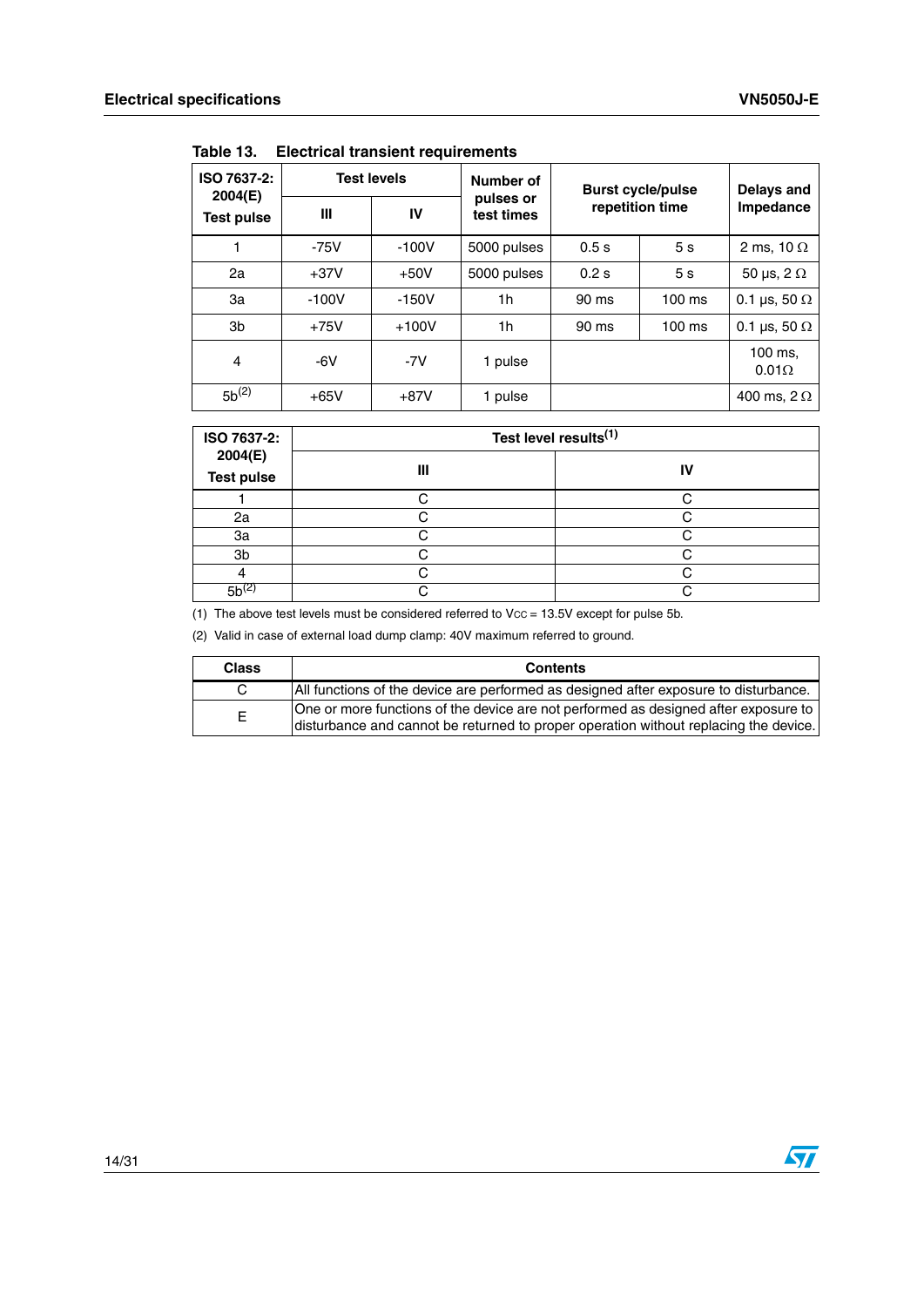Table 13. Electrical transient requirements

| ISO 7637-2: 2004(E) Test pulse | Test levels | | Number of pulses or test times | Burst cycle/pulse repetition time | | Delays and Impedance |
|---|---|---|---|---|---|---|
| | III | IV | | | | |
| 1 | -75V | -100V | 5000 pulses | 0.5 s | 5 s | 2 ms, 10 Ω |
| 2a | +37V | +50V | 5000 pulses | 0.2 s | 5 s | 50 µs, 2 Ω |
| 3a | -100V | -150V | 1h | 90 ms | 100 ms | 0.1 µs, 50 Ω |
| 3b | +75V | +100V | 1h | 90 ms | 100 ms | 0.1 µs, 50 Ω |
| 4 | -6V | -7V | 1 pulse | | | 100 ms, 0.01Ω |
| 5b[(2)] | +65V | +87V | 1 pulse | | | 400 ms, 2 Ω |

| ISO 7637-2: 2004(E) Test pulse | Test level results[(1)] | |
|---|---|---|
| | III | IV |
| 1 | C | C |
| 2a | C | C |
| 3a | C | C |
| 3b | C | C |
| 4 | C | C |
| 5b[(2)] | C | C |

(1) The above test levels must be considered referred to $V_{CC}$ = 13.5V except for pulse 5b.

(2) Valid in case of external load dump clamp: 40V maximum referred to ground.

| Class | Contents |
|---|---|
| C | All functions of the device are performed as designed after exposure to disturbance. |
| E | One or more functions of the device are not performed as designed after exposure to disturbance and cannot be returned to proper operation without replacing the device. |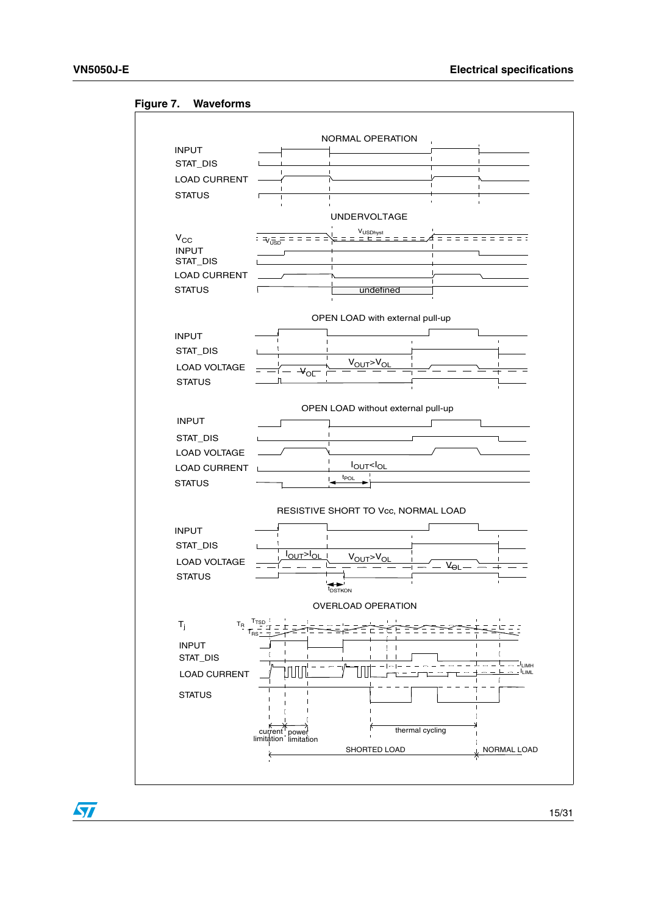**Figure 7. Waveforms**

NORMAL OPERATION

INPUT

STAT_DIS

LOAD CURRENT

STATUS

UNDERVOLTAGE

$V_{CC}$

$V_{USD}$

$V_{USDhyst}$

INPUT

STAT_DIS

LOAD CURRENT

STATUS

undefined

OPEN LOAD with external pull-up

INPUT

STAT_DIS

LOAD VOLTAGE

STATUS

$V_{OL}$

$V_{OUT}>V_{OL}$

OPEN LOAD without external pull-up

INPUT

STAT_DIS

LOAD VOLTAGE

LOAD CURRENT

STATUS

$I_{OUT}<I_{OL}$

$t_{POL}$

RESISTIVE SHORT TO Vcc, NORMAL LOAD

INPUT

STAT_DIS

LOAD VOLTAGE

STATUS

$I_{OUT}>I_{OL}$

$V_{OUT}>V_{OL}$

$V_{OL}$

$t_{DSTKON}$

OVERLOAD OPERATION

$T_j$

$T_R$

$T_{TSD}$

$T_{RS}$

INPUT

STAT_DIS

LOAD CURRENT

STATUS

$I_{LIMH}$

$I_{LIML}$

current limitation

power limitation

thermal cycling

SHORTED LOAD

NORMAL LOAD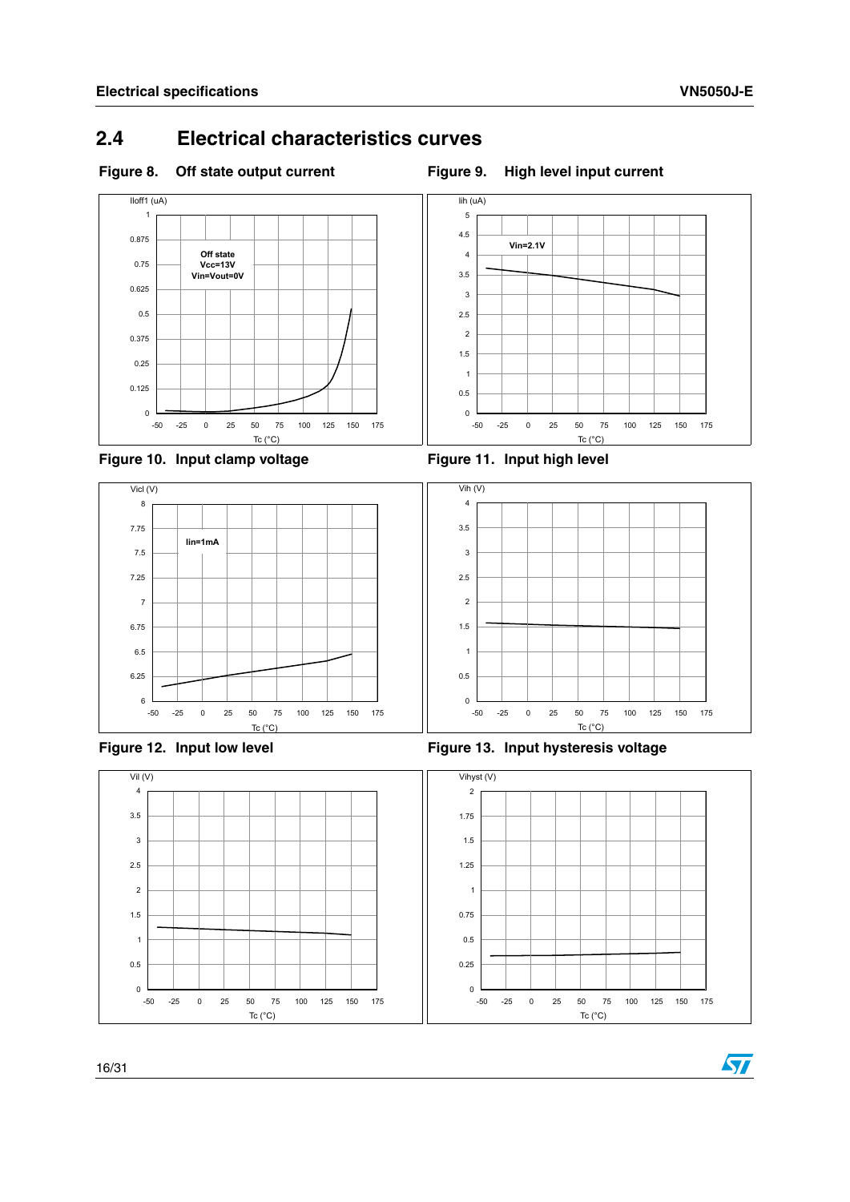## 2.4 Electrical characteristics curves

**Figure 8. Off state output current**

**Figure 9. High level input current**

**Figure 10. Input clamp voltage**

**Figure 11. Input high level**

**Figure 12. Input low level**

**Figure 13. Input hysteresis voltage**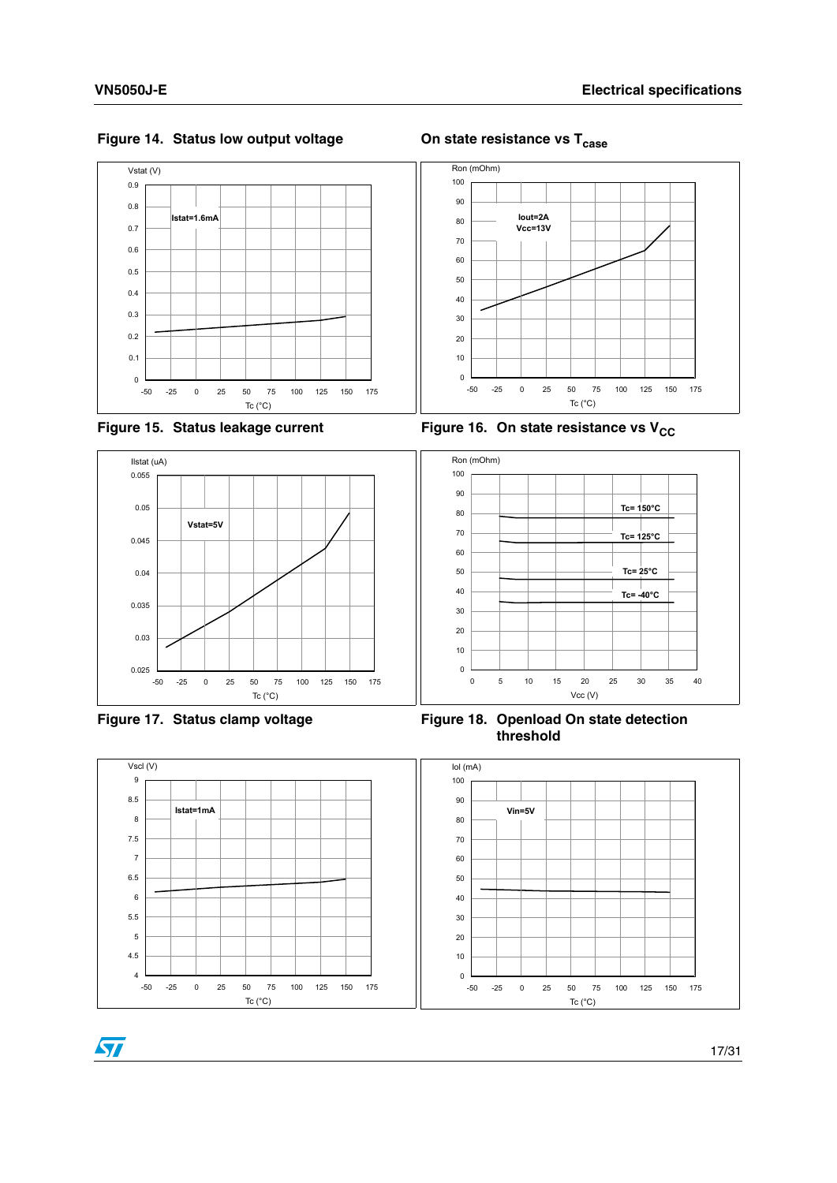Figure 14. Status low output voltage

On state resistance vs $T_{case}$

Figure 15. Status leakage current

Figure 16. On state resistance vs $V_{CC}$

Figure 17. Status clamp voltage

Figure 18. Openload On state detection threshold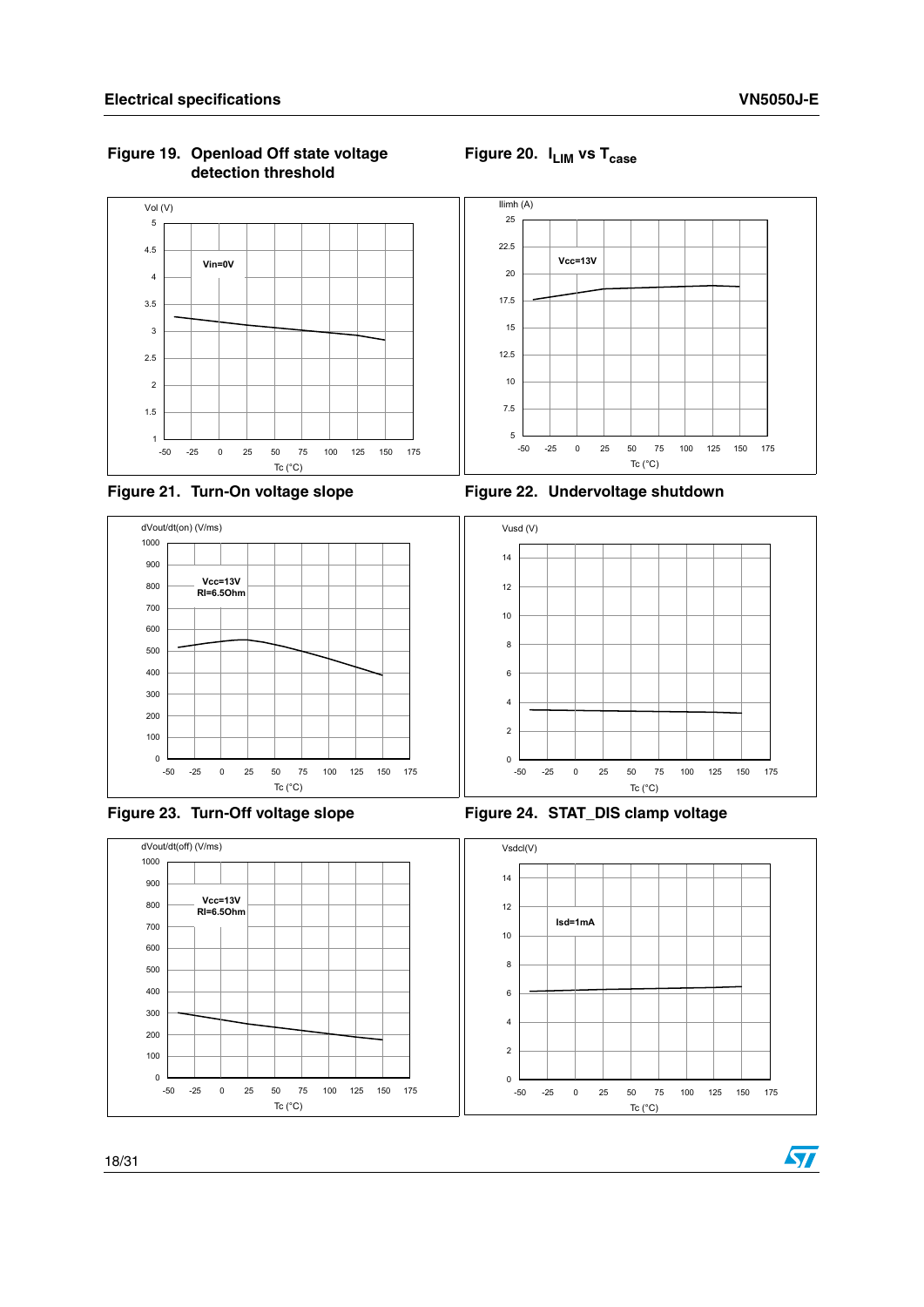Figure 19. Openload Off state voltage detection threshold

Figure 20. $I_{LIM}$ vs $T_{case}$

Figure 21. Turn-On voltage slope

Figure 22. Undervoltage shutdown

Figure 23. Turn-Off voltage slope

Figure 24. STAT_DIS clamp voltage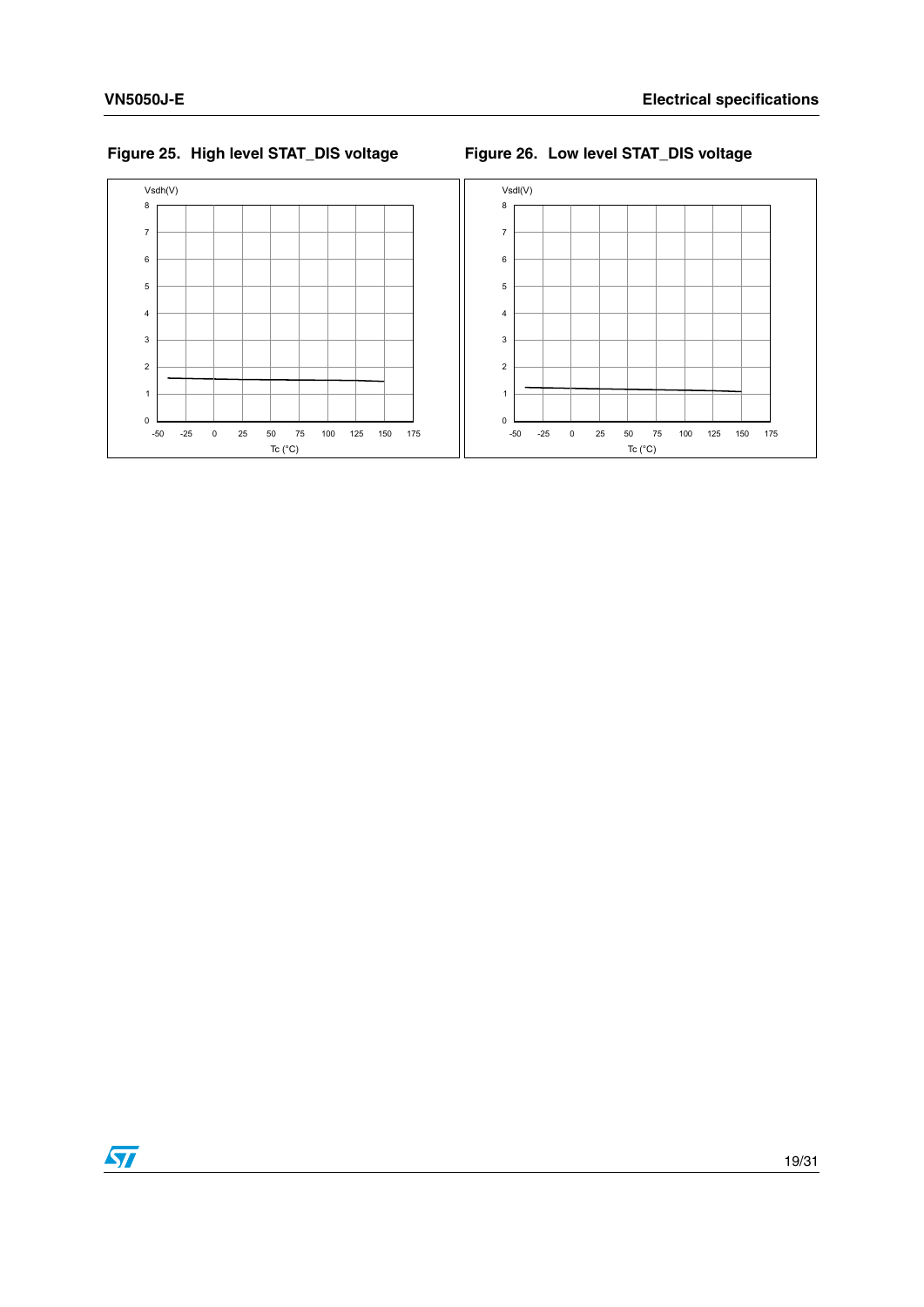Figure 25. High level STAT_DIS voltage

Figure 26. Low level STAT_DIS voltage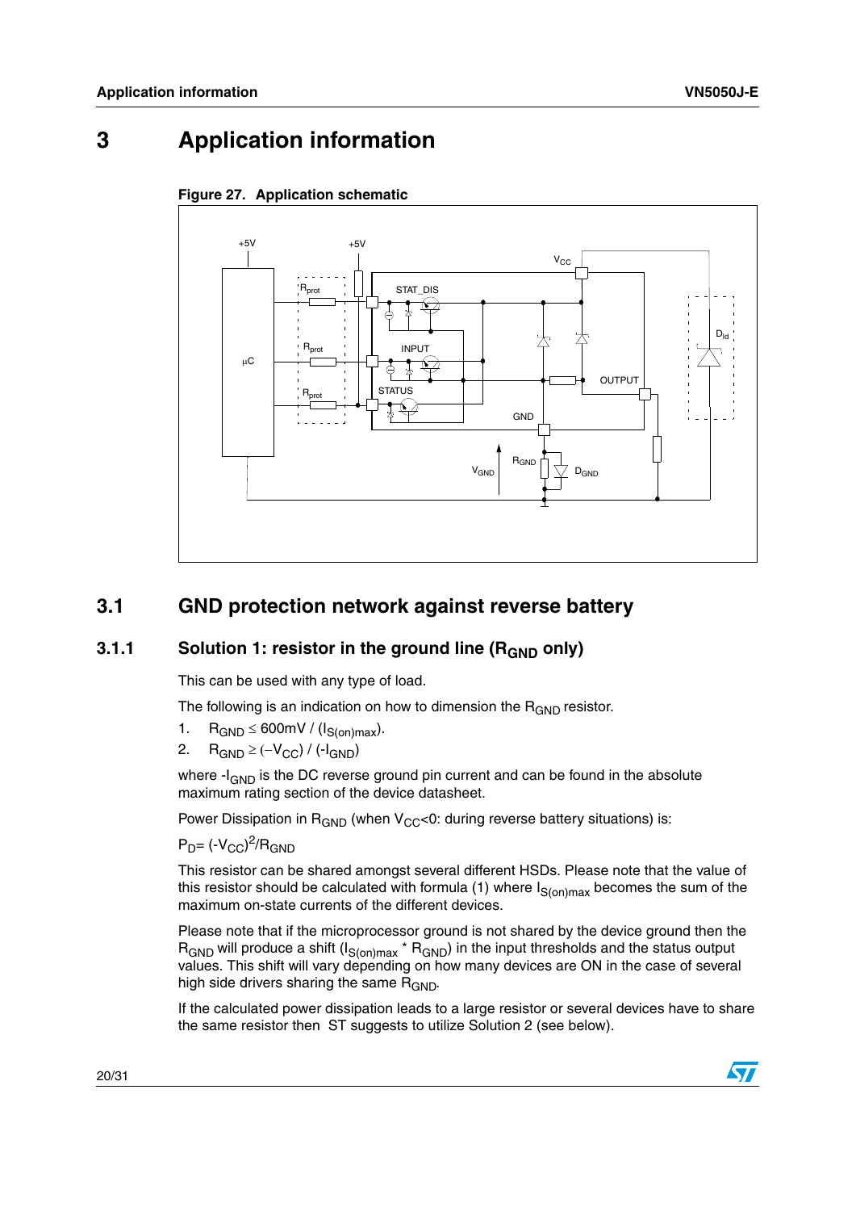# 3 Application information

Figure 27. Application schematic

## 3.1 GND protection network against reverse battery

### 3.1.1 Solution 1: resistor in the ground line ($R_{GND}$ only)

This can be used with any type of load.

The following is an indication on how to dimension the $R_{GND}$ resistor.

1. $R_{GND} \leq 600mV / (I_{S(on)max})$.
2. $R_{GND} \geq (-V_{CC}) / (-I_{GND})$

where $-I_{GND}$ is the DC reverse ground pin current and can be found in the absolute maximum rating section of the device datasheet.

Power Dissipation in $R_{GND}$ (when $V_{CC}$<0: during reverse battery situations) is:

$P_D = (-V_{CC})^2/R_{GND}$

This resistor can be shared amongst several different HSDs. Please note that the value of this resistor should be calculated with formula (1) where $I_{S(on)max}$ becomes the sum of the maximum on-state currents of the different devices.

Please note that if the microprocessor ground is not shared by the device ground then the $R_{GND}$ will produce a shift ($I_{S(on)max} * R_{GND}$) in the input thresholds and the status output values. This shift will vary depending on how many devices are ON in the case of several high side drivers sharing the same $R_{GND}$.

If the calculated power dissipation leads to a large resistor or several devices have to share the same resistor then ST suggests to utilize Solution 2 (see below).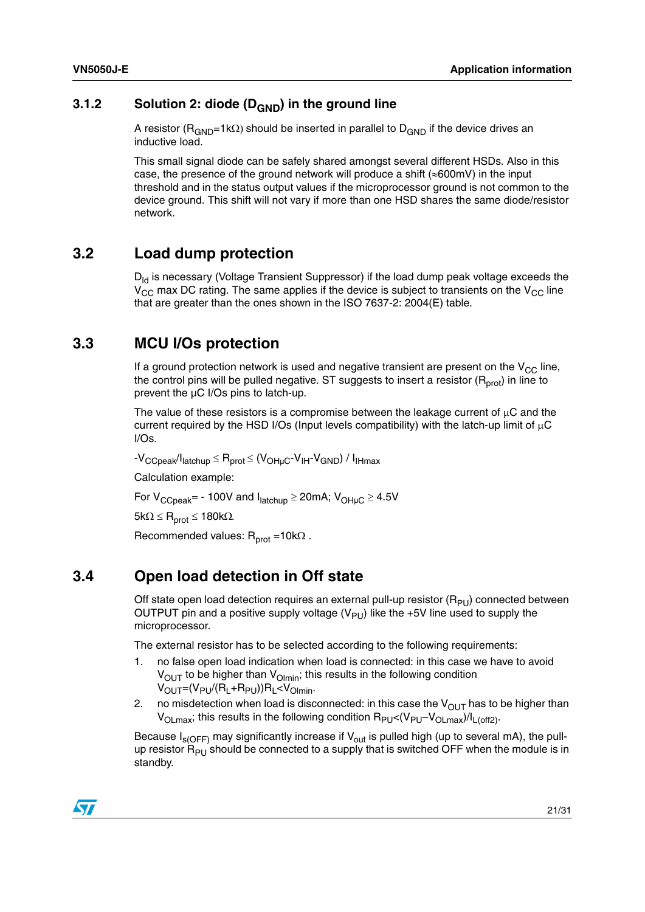### 3.1.2 Solution 2: diode ($D_{GND}$) in the ground line

A resistor ($R_{GND}$=1kΩ) should be inserted in parallel to $D_{GND}$ if the device drives an inductive load.

This small signal diode can be safely shared amongst several different HSDs. Also in this case, the presence of the ground network will produce a shift (≈600mV) in the input threshold and in the status output values if the microprocessor ground is not common to the device ground. This shift will not vary if more than one HSD shares the same diode/resistor network.

## 3.2 Load dump protection

$D_{ld}$ is necessary (Voltage Transient Suppressor) if the load dump peak voltage exceeds the $V_{CC}$ max DC rating. The same applies if the device is subject to transients on the $V_{CC}$ line that are greater than the ones shown in the ISO 7637-2: 2004(E) table.

## 3.3 MCU I/Os protection

If a ground protection network is used and negative transient are present on the $V_{CC}$ line, the control pins will be pulled negative. ST suggests to insert a resistor ($R_{prot}$) in line to prevent the µC I/Os pins to latch-up.

The value of these resistors is a compromise between the leakage current of µC and the current required by the HSD I/Os (Input levels compatibility) with the latch-up limit of µC I/Os.

$-V_{CCpeak}/I_{latchup} \leq R_{prot} \leq (V_{OH\mu C}-V_{IH}-V_{GND}) / I_{IHmax}$

Calculation example:

For $V_{CCpeak}$= - 100V and $I_{latchup} \geq$ 20mA; $V_{OH\mu C} \geq$ 4.5V

$5k\Omega \leq R_{prot} \leq 180k\Omega$.

Recommended values: $R_{prot}$ =10kΩ .

## 3.4 Open load detection in Off state

Off state open load detection requires an external pull-up resistor ($R_{PU}$) connected between OUTPUT pin and a positive supply voltage ($V_{PU}$) like the +5V line used to supply the microprocessor.

The external resistor has to be selected according to the following requirements:

1. no false open load indication when load is connected: in this case we have to avoid $V_{OUT}$ to be higher than $V_{Olmin}$; this results in the following condition $V_{OUT}=(V_{PU}/(R_L+R_{PU}))R_L<V_{Olmin}$.
2. no misdetection when load is disconnected: in this case the $V_{OUT}$ has to be higher than $V_{OLmax}$; this results in the following condition $R_{PU}<(V_{PU}–V_{OLmax})/I_{L(off2)}$.

Because $I_{s(OFF)}$ may significantly increase if $V_{out}$ is pulled high (up to several mA), the pull-up resistor $R_{PU}$ should be connected to a supply that is switched OFF when the module is in standby.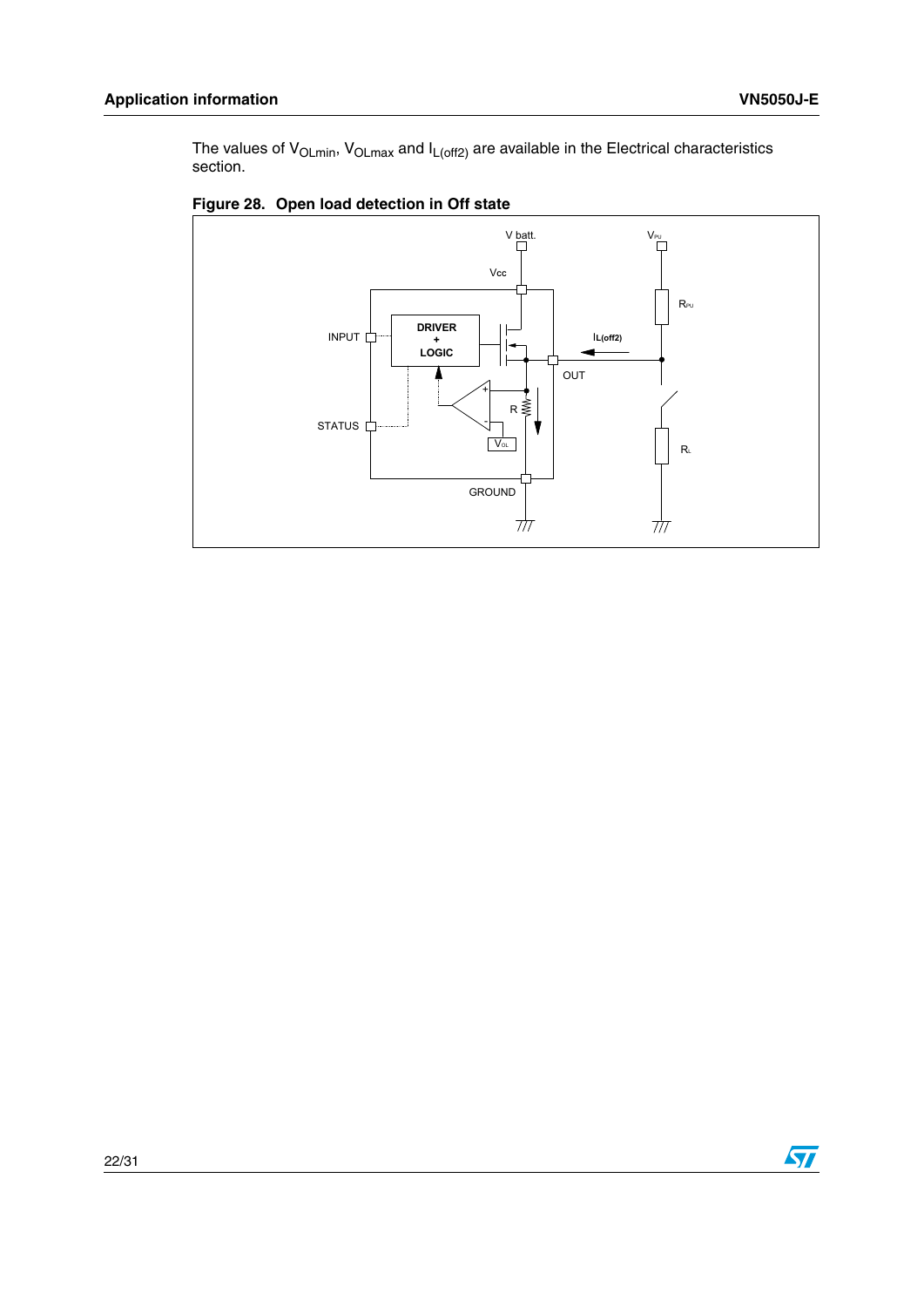The values of $V_{OLmin}$, $V_{OLmax}$ and $I_{L(off2)}$ are available in the Electrical characteristics section.

**Figure 28. Open load detection in Off state**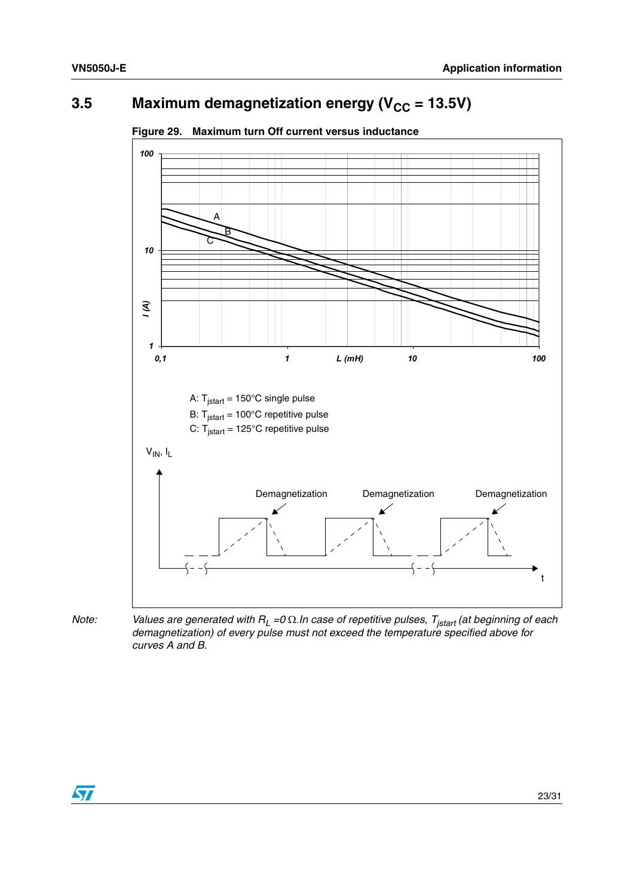## 3.5 Maximum demagnetization energy ($V_{CC}$ = 13.5V)

**Figure 29. Maximum turn Off current versus inductance**

A: $T_{jstart}$ = 150°C single pulse

B: $T_{jstart}$ = 100°C repetitive pulse

C: $T_{jstart}$ = 125°C repetitive pulse

*Note: Values are generated with $R_L$ =0 Ω.In case of repetitive pulses, $T_{jstart}$ (at beginning of each demagnetization) of every pulse must not exceed the temperature specified above for curves A and B.*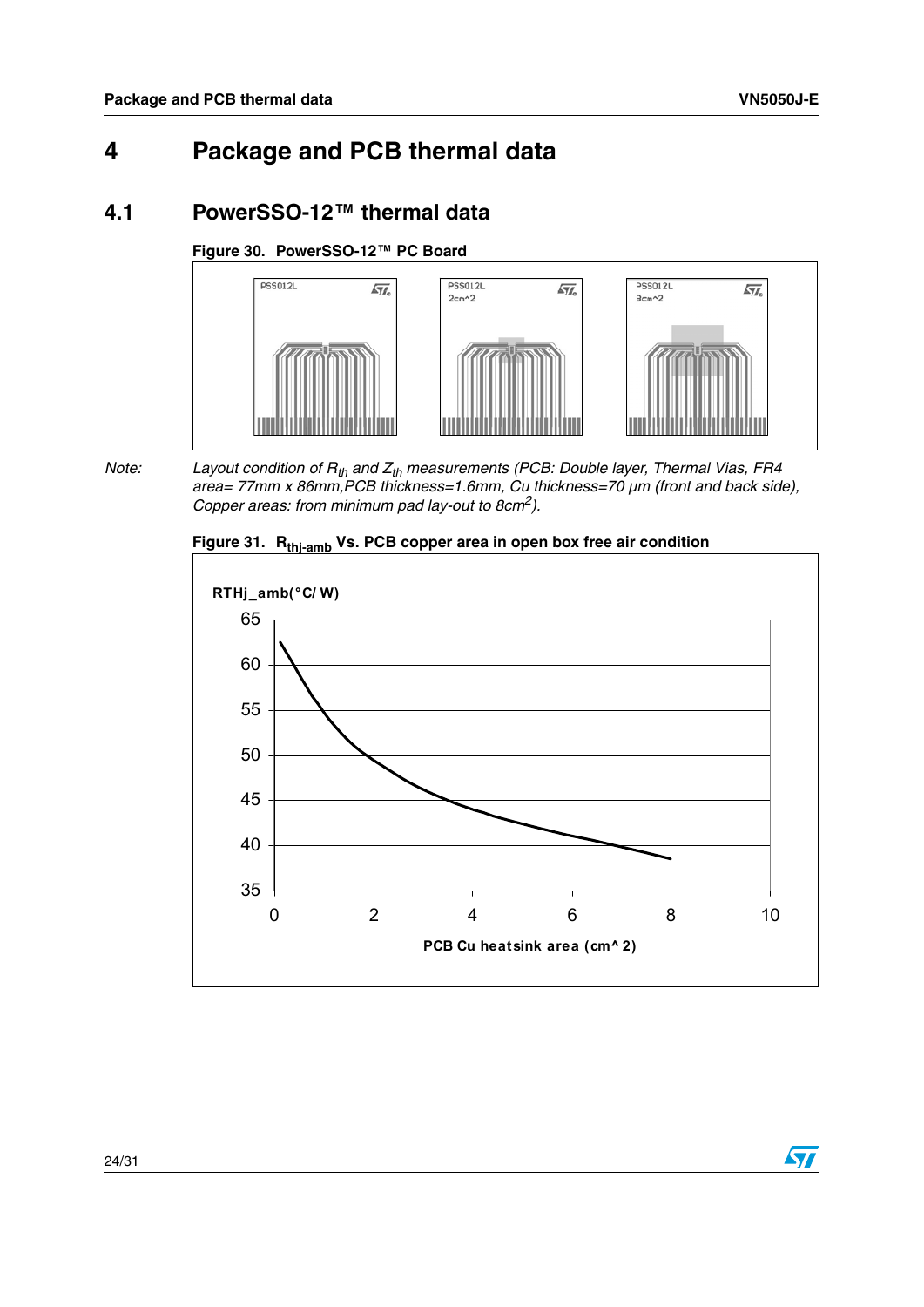# 4 Package and PCB thermal data

## 4.1 PowerSSO-12™ thermal data

**Figure 30. PowerSSO-12™ PC Board**

*Note:* *Layout condition of $R_{th}$ and $Z_{th}$ measurements (PCB: Double layer, Thermal Vias, FR4 area= 77mm x 86mm,PCB thickness=1.6mm, Cu thickness=70 µm (front and back side), Copper areas: from minimum pad lay-out to 8cm$^2$).*

**Figure 31. $R_{thj\text{-}amb}$ Vs. PCB copper area in open box free air condition**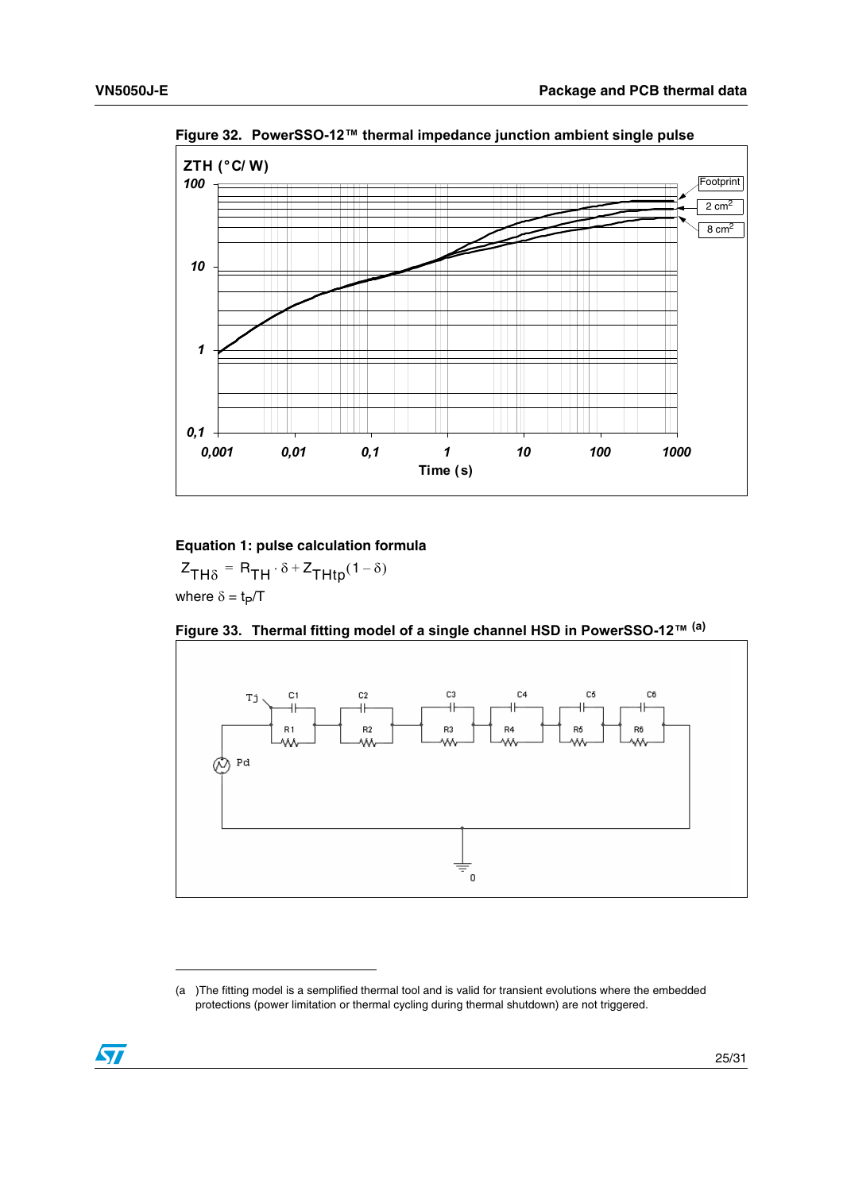**Figure 32. PowerSSO-12™ thermal impedance junction ambient single pulse**

**Equation 1: pulse calculation formula**

$$Z_{TH\delta} = R_{TH} \cdot \delta + Z_{THtp}(1 - \delta)$$

where $\delta = t_P/T$

**Figure 33. Thermal fitting model of a single channel HSD in PowerSSO-12™ [(a)]**

(a) The fitting model is a semplified thermal tool and is valid for transient evolutions where the embedded protections (power limitation or thermal cycling during thermal shutdown) are not triggered.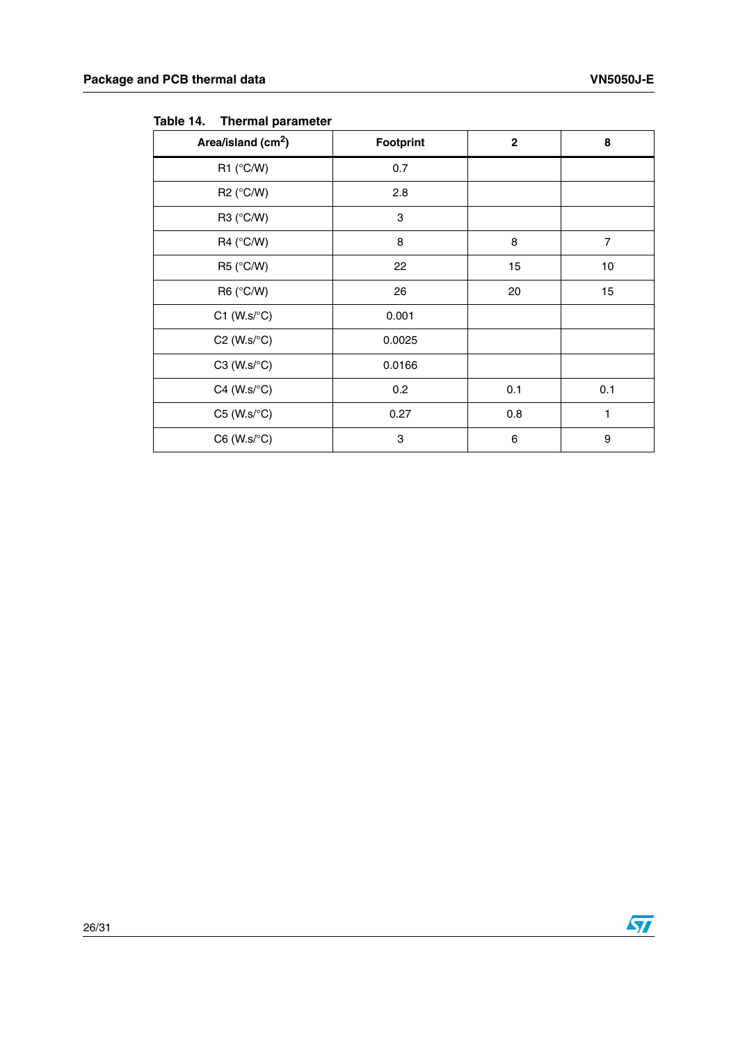**Table 14. Thermal parameter**

| Area/island ($cm^2$) | Footprint | 2 | 8 |
|---|---|---|---|
| R1 (°C/W) | 0.7 | | |
| R2 (°C/W) | 2.8 | | |
| R3 (°C/W) | 3 | | |
| R4 (°C/W) | 8 | 8 | 7 |
| R5 (°C/W) | 22 | 15 | 10 |
| R6 (°C/W) | 26 | 20 | 15 |
| C1 (W.s/°C) | 0.001 | | |
| C2 (W.s/°C) | 0.0025 | | |
| C3 (W.s/°C) | 0.0166 | | |
| C4 (W.s/°C) | 0.2 | 0.1 | 0.1 |
| C5 (W.s/°C) | 0.27 | 0.8 | 1 |
| C6 (W.s/°C) | 3 | 6 | 9 |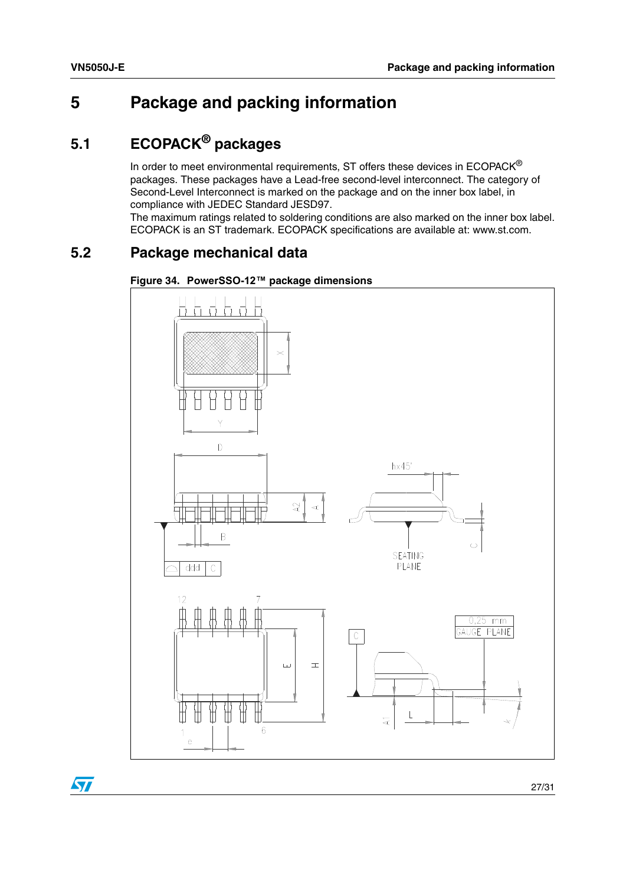# 5 Package and packing information

## 5.1 ECOPACK® packages

In order to meet environmental requirements, ST offers these devices in ECOPACK® packages. These packages have a Lead-free second-level interconnect. The category of Second-Level Interconnect is marked on the package and on the inner box label, in compliance with JEDEC Standard JESD97.

The maximum ratings related to soldering conditions are also marked on the inner box label. ECOPACK is an ST trademark. ECOPACK specifications are available at: www.st.com.

## 5.2 Package mechanical data

**Figure 34. PowerSSO-12™ package dimensions**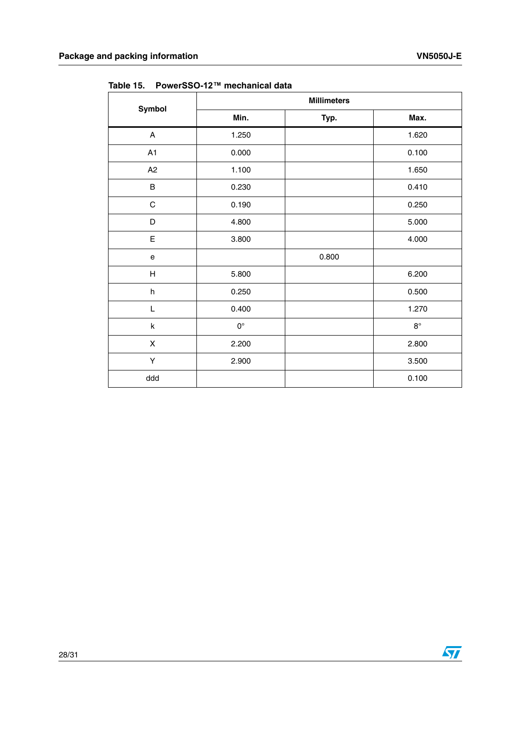Table 15. PowerSSO-12™ mechanical data

| Symbol | Millimeters | | |
|---|---|---|---|
| | Min. | Typ. | Max. |
| A | 1.250 | | 1.620 |
| A1 | 0.000 | | 0.100 |
| A2 | 1.100 | | 1.650 |
| B | 0.230 | | 0.410 |
| C | 0.190 | | 0.250 |
| D | 4.800 | | 5.000 |
| E | 3.800 | | 4.000 |
| e | | 0.800 | |
| H | 5.800 | | 6.200 |
| h | 0.250 | | 0.500 |
| L | 0.400 | | 1.270 |
| k | 0° | | 8° |
| X | 2.200 | | 2.800 |
| Y | 2.900 | | 3.500 |
| ddd | | | 0.100 |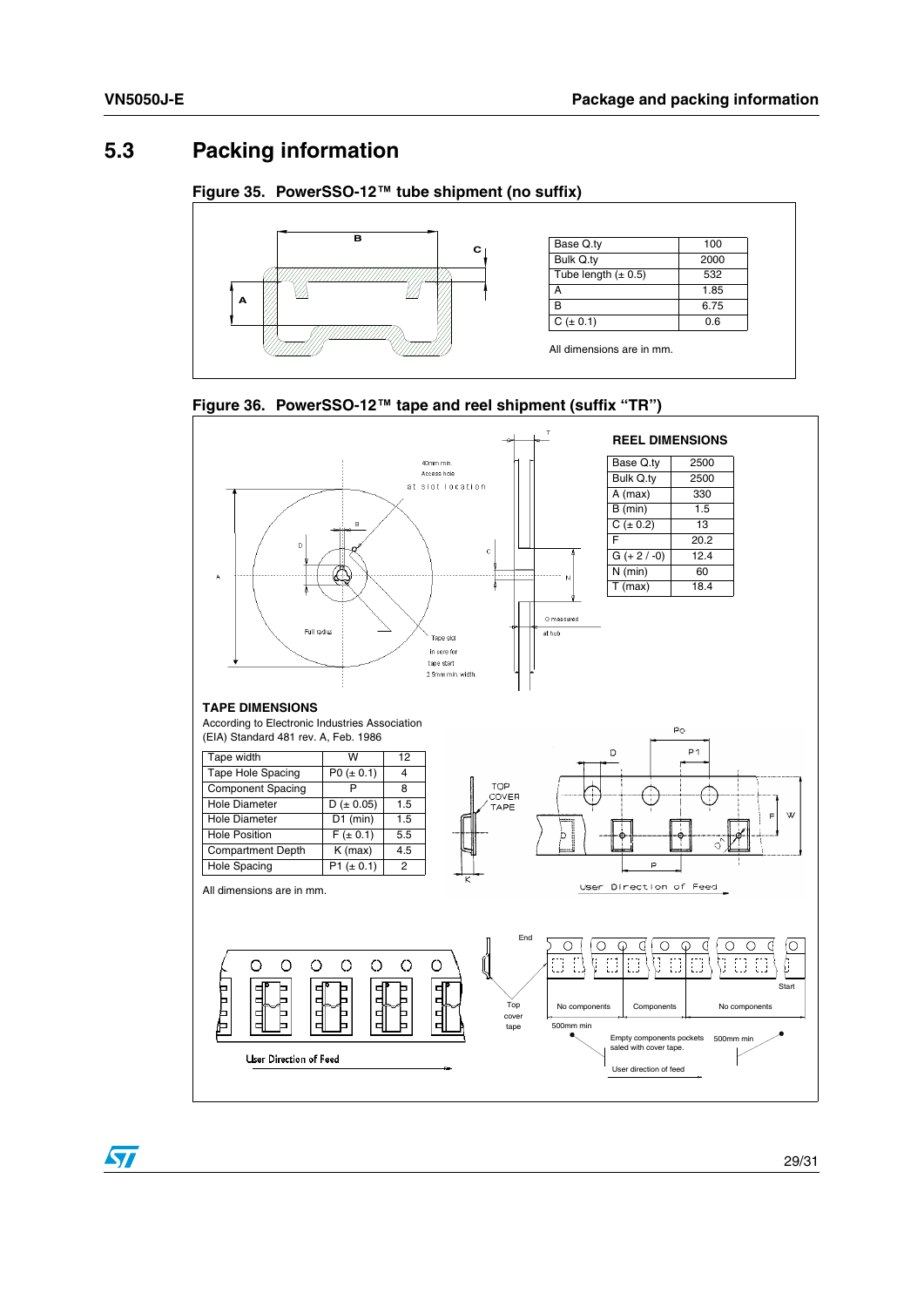## 5.3 Packing information

**Figure 35. PowerSSO-12™ tube shipment (no suffix)**

| Base Q.ty | 100 |
|---|---|
| Bulk Q.ty | 2000 |
| Tube length (± 0.5) | 532 |
| A | 1.85 |
| B | 6.75 |
| C (± 0.1) | 0.6 |

All dimensions are in mm.

**Figure 36. PowerSSO-12™ tape and reel shipment (suffix “TR”)**

**REEL DIMENSIONS**

| Base Q.ty | 2500 |
|---|---|
| Bulk Q.ty | 2500 |
| A (max) | 330 |
| B (min) | 1.5 |
| C (± 0.2) | 13 |
| F | 20.2 |
| G (+ 2 / -0) | 12.4 |
| N (min) | 60 |
| T (max) | 18.4 |

**TAPE DIMENSIONS**

According to Electronic Industries Association (EIA) Standard 481 rev. A, Feb. 1986

| Tape width | W | 12 |
|---|---|---|
| Tape Hole Spacing | P0 (± 0.1) | 4 |
| Component Spacing | P | 8 |
| Hole Diameter | D (± 0.05) | 1.5 |
| Hole Diameter | D1 (min) | 1.5 |
| Hole Position | F (± 0.1) | 5.5 |
| Compartment Depth | K (max) | 4.5 |
| Hole Spacing | P1 (± 0.1) | 2 |

All dimensions are in mm.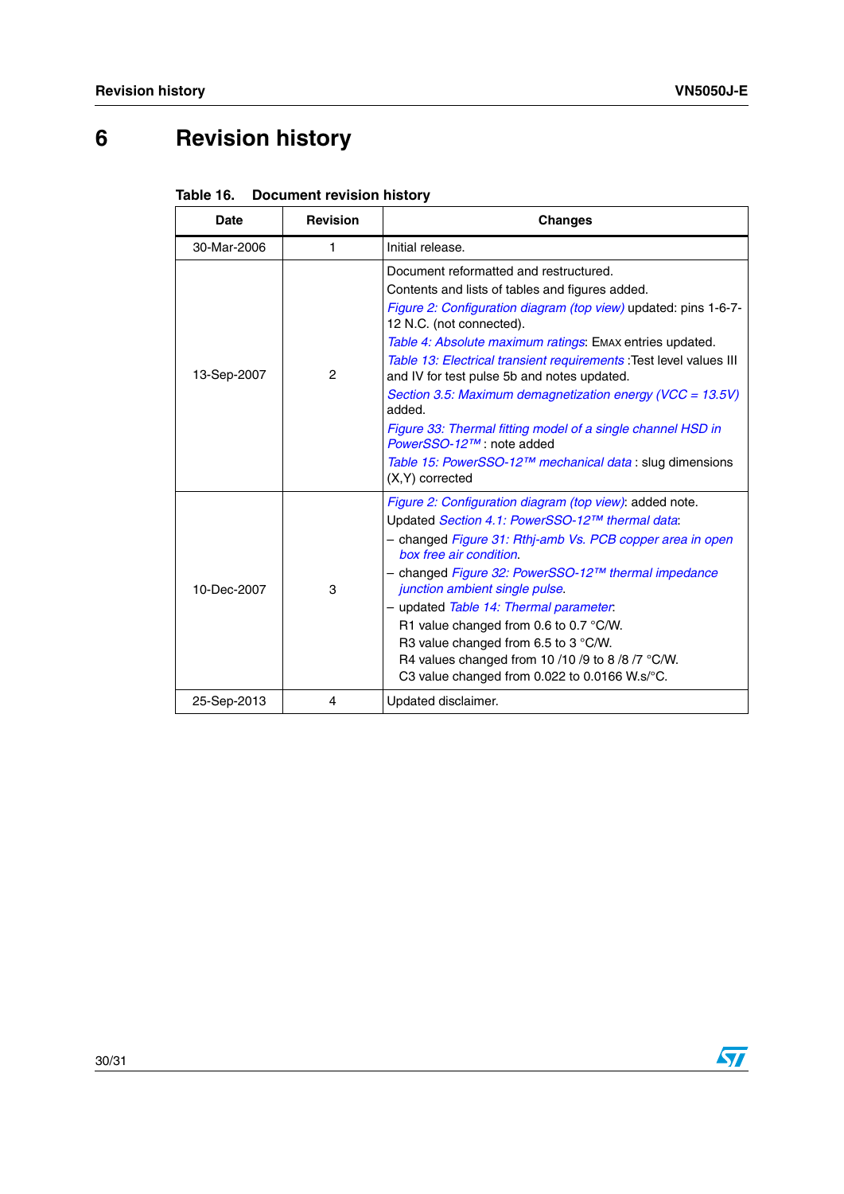# 6 Revision history

**Table 16. Document revision history**

| Date | Revision | Changes |
|---|---|---|
| 30-Mar-2006 | 1 | Initial release. |
| 13-Sep-2007 | 2 | Document reformatted and restructured.<br>Contents and lists of tables and figures added.<br>*Figure 2: Configuration diagram (top view)* updated: pins 1-6-7-12 N.C. (not connected).<br>*Table 4: Absolute maximum ratings*: EMAX entries updated.<br>*Table 13: Electrical transient requirements* :Test level values III and IV for test pulse 5b and notes updated.<br>*Section 3.5: Maximum demagnetization energy (VCC = 13.5V)* added.<br>*Figure 33: Thermal fitting model of a single channel HSD in PowerSSO-12™* : note added<br>*Table 15: PowerSSO-12™ mechanical data* : slug dimensions (X,Y) corrected |
| 10-Dec-2007 | 3 | *Figure 2: Configuration diagram (top view)*: added note.<br>Updated *Section 4.1: PowerSSO-12™ thermal data*:<br>– changed *Figure 31: Rthj-amb Vs. PCB copper area in open box free air condition*.<br>– changed *Figure 32: PowerSSO-12™ thermal impedance junction ambient single pulse*.<br>– updated *Table 14: Thermal parameter*:<br>R1 value changed from 0.6 to 0.7 °C/W.<br>R3 value changed from 6.5 to 3 °C/W.<br>R4 values changed from 10 /10 /9 to 8 /8 /7 °C/W.<br>C3 value changed from 0.022 to 0.0166 W.s/°C. |
| 25-Sep-2013 | 4 | Updated disclaimer. |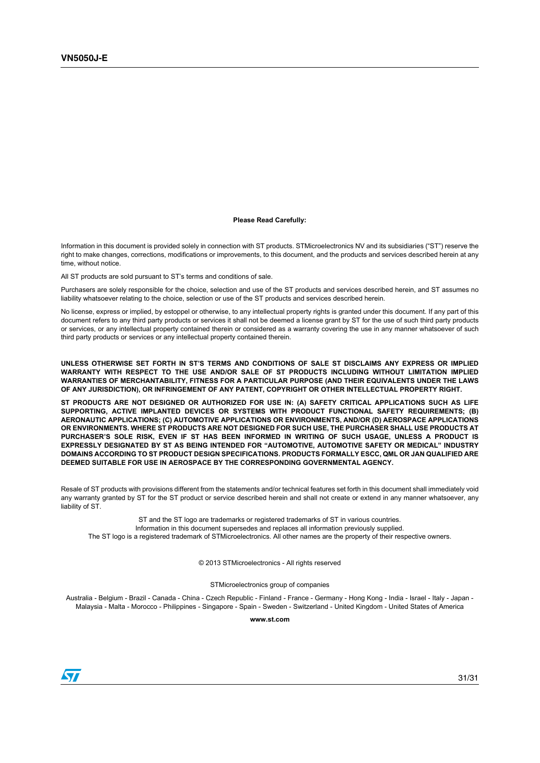**Please Read Carefully:**

Information in this document is provided solely in connection with ST products. STMicroelectronics NV and its subsidiaries ("ST") reserve the right to make changes, corrections, modifications or improvements, to this document, and the products and services described herein at any time, without notice.

All ST products are sold pursuant to ST's terms and conditions of sale.

Purchasers are solely responsible for the choice, selection and use of the ST products and services described herein, and ST assumes no liability whatsoever relating to the choice, selection or use of the ST products and services described herein.

No license, express or implied, by estoppel or otherwise, to any intellectual property rights is granted under this document. If any part of this document refers to any third party products or services it shall not be deemed a license grant by ST for the use of such third party products or services, or any intellectual property contained therein or considered as a warranty covering the use in any manner whatsoever of such third party products or services or any intellectual property contained therein.

**UNLESS OTHERWISE SET FORTH IN ST'S TERMS AND CONDITIONS OF SALE ST DISCLAIMS ANY EXPRESS OR IMPLIED WARRANTY WITH RESPECT TO THE USE AND/OR SALE OF ST PRODUCTS INCLUDING WITHOUT LIMITATION IMPLIED WARRANTIES OF MERCHANTABILITY, FITNESS FOR A PARTICULAR PURPOSE (AND THEIR EQUIVALENTS UNDER THE LAWS OF ANY JURISDICTION), OR INFRINGEMENT OF ANY PATENT, COPYRIGHT OR OTHER INTELLECTUAL PROPERTY RIGHT.**

**ST PRODUCTS ARE NOT DESIGNED OR AUTHORIZED FOR USE IN: (A) SAFETY CRITICAL APPLICATIONS SUCH AS LIFE SUPPORTING, ACTIVE IMPLANTED DEVICES OR SYSTEMS WITH PRODUCT FUNCTIONAL SAFETY REQUIREMENTS; (B) AERONAUTIC APPLICATIONS; (C) AUTOMOTIVE APPLICATIONS OR ENVIRONMENTS, AND/OR (D) AEROSPACE APPLICATIONS OR ENVIRONMENTS. WHERE ST PRODUCTS ARE NOT DESIGNED FOR SUCH USE, THE PURCHASER SHALL USE PRODUCTS AT PURCHASER'S SOLE RISK, EVEN IF ST HAS BEEN INFORMED IN WRITING OF SUCH USAGE, UNLESS A PRODUCT IS EXPRESSLY DESIGNATED BY ST AS BEING INTENDED FOR "AUTOMOTIVE, AUTOMOTIVE SAFETY OR MEDICAL" INDUSTRY DOMAINS ACCORDING TO ST PRODUCT DESIGN SPECIFICATIONS. PRODUCTS FORMALLY ESCC, QML OR JAN QUALIFIED ARE DEEMED SUITABLE FOR USE IN AEROSPACE BY THE CORRESPONDING GOVERNMENTAL AGENCY.**

Resale of ST products with provisions different from the statements and/or technical features set forth in this document shall immediately void any warranty granted by ST for the ST product or service described herein and shall not create or extend in any manner whatsoever, any liability of ST.

ST and the ST logo are trademarks or registered trademarks of ST in various countries.
Information in this document supersedes and replaces all information previously supplied.
The ST logo is a registered trademark of STMicroelectronics. All other names are the property of their respective owners.

© 2013 STMicroelectronics - All rights reserved

STMicroelectronics group of companies

Australia - Belgium - Brazil - Canada - China - Czech Republic - Finland - France - Germany - Hong Kong - India - Israel - Italy - Japan - Malaysia - Malta - Morocco - Philippines - Singapore - Spain - Sweden - Switzerland - United Kingdom - United States of America

**www.st.com**